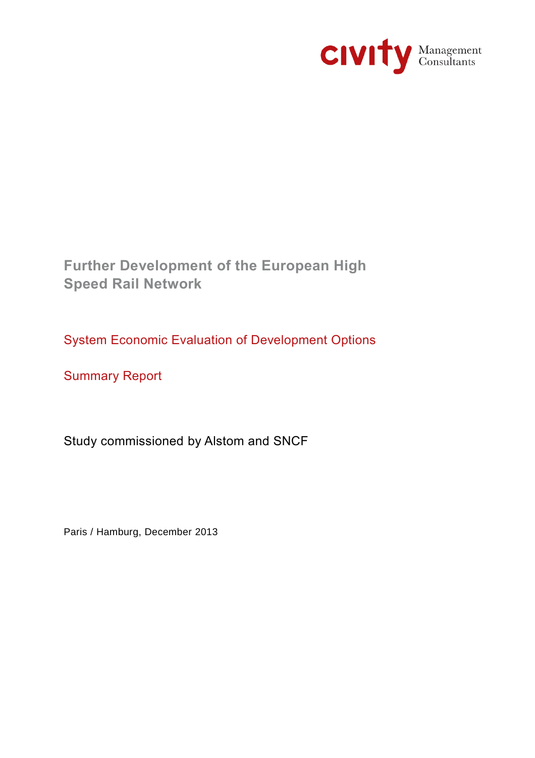civity Management Consultants

# Further Development of the European High Speed Rail Network

## System Economic Evaluation of Development Options

## Summary Report

Study commissioned by Alstom and SNCF

Paris / Hamburg, December 2013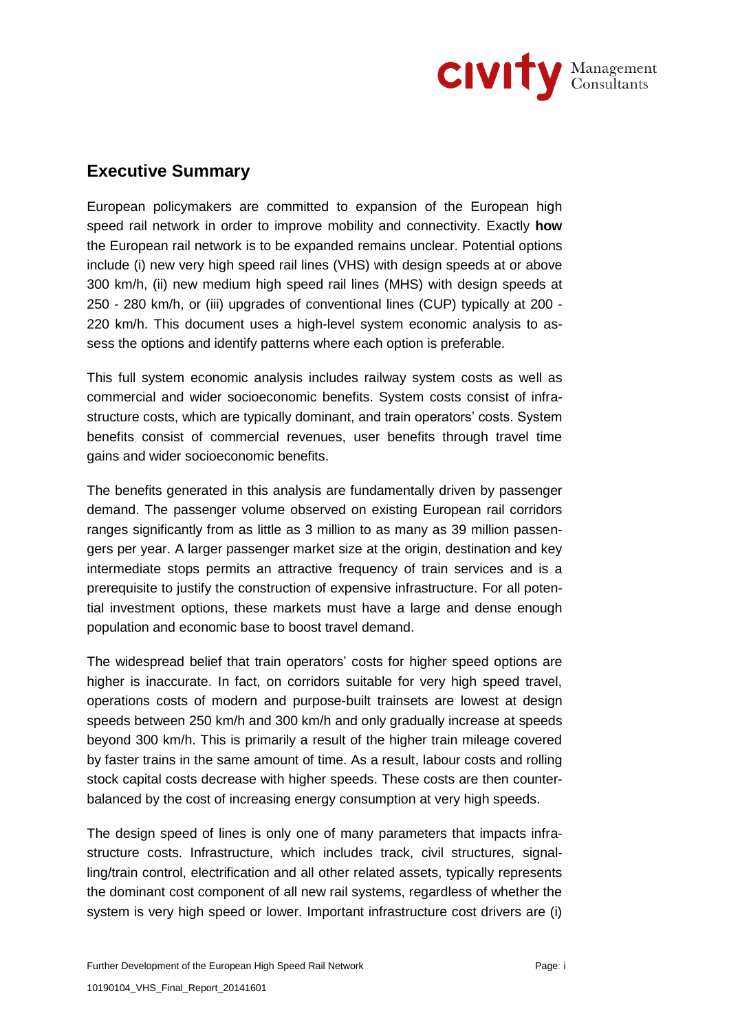## Executive Summary

European policymakers are committed to expansion of the European high speed rail network in order to improve mobility and connectivity. Exactly **how** the European rail network is to be expanded remains unclear. Potential options include (i) new very high speed rail lines (VHS) with design speeds at or above 300 km/h, (ii) new medium high speed rail lines (MHS) with design speeds at 250 - 280 km/h, or (iii) upgrades of conventional lines (CUP) typically at 200 - 220 km/h. This document uses a high-level system economic analysis to assess the options and identify patterns where each option is preferable.

This full system economic analysis includes railway system costs as well as commercial and wider socioeconomic benefits. System costs consist of infrastructure costs, which are typically dominant, and train operators' costs. System benefits consist of commercial revenues, user benefits through travel time gains and wider socioeconomic benefits.

The benefits generated in this analysis are fundamentally driven by passenger demand. The passenger volume observed on existing European rail corridors ranges significantly from as little as 3 million to as many as 39 million passengers per year. A larger passenger market size at the origin, destination and key intermediate stops permits an attractive frequency of train services and is a prerequisite to justify the construction of expensive infrastructure. For all potential investment options, these markets must have a large and dense enough population and economic base to boost travel demand.

The widespread belief that train operators' costs for higher speed options are higher is inaccurate. In fact, on corridors suitable for very high speed travel, operations costs of modern and purpose-built trainsets are lowest at design speeds between 250 km/h and 300 km/h and only gradually increase at speeds beyond 300 km/h. This is primarily a result of the higher train mileage covered by faster trains in the same amount of time. As a result, labour costs and rolling stock capital costs decrease with higher speeds. These costs are then counterbalanced by the cost of increasing energy consumption at very high speeds.

The design speed of lines is only one of many parameters that impacts infrastructure costs. Infrastructure, which includes track, civil structures, signalling/train control, electrification and all other related assets, typically represents the dominant cost component of all new rail systems, regardless of whether the system is very high speed or lower. Important infrastructure cost drivers are (i)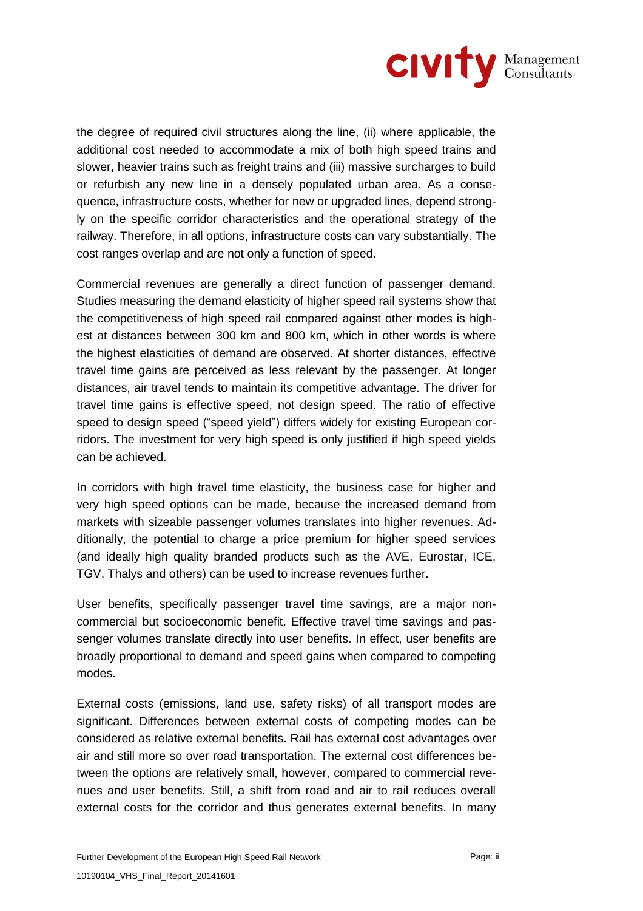the degree of required civil structures along the line, (ii) where applicable, the additional cost needed to accommodate a mix of both high speed trains and slower, heavier trains such as freight trains and (iii) massive surcharges to build or refurbish any new line in a densely populated urban area. As a consequence, infrastructure costs, whether for new or upgraded lines, depend strongly on the specific corridor characteristics and the operational strategy of the railway. Therefore, in all options, infrastructure costs can vary substantially. The cost ranges overlap and are not only a function of speed.

Commercial revenues are generally a direct function of passenger demand. Studies measuring the demand elasticity of higher speed rail systems show that the competitiveness of high speed rail compared against other modes is highest at distances between 300 km and 800 km, which in other words is where the highest elasticities of demand are observed. At shorter distances, effective travel time gains are perceived as less relevant by the passenger. At longer distances, air travel tends to maintain its competitive advantage. The driver for travel time gains is effective speed, not design speed. The ratio of effective speed to design speed ("speed yield") differs widely for existing European corridors. The investment for very high speed is only justified if high speed yields can be achieved.

In corridors with high travel time elasticity, the business case for higher and very high speed options can be made, because the increased demand from markets with sizeable passenger volumes translates into higher revenues. Additionally, the potential to charge a price premium for higher speed services (and ideally high quality branded products such as the AVE, Eurostar, ICE, TGV, Thalys and others) can be used to increase revenues further.

User benefits, specifically passenger travel time savings, are a major non-commercial but socioeconomic benefit. Effective travel time savings and passenger volumes translate directly into user benefits. In effect, user benefits are broadly proportional to demand and speed gains when compared to competing modes.

External costs (emissions, land use, safety risks) of all transport modes are significant. Differences between external costs of competing modes can be considered as relative external benefits. Rail has external cost advantages over air and still more so over road transportation. The external cost differences between the options are relatively small, however, compared to commercial revenues and user benefits. Still, a shift from road and air to rail reduces overall external costs for the corridor and thus generates external benefits. In many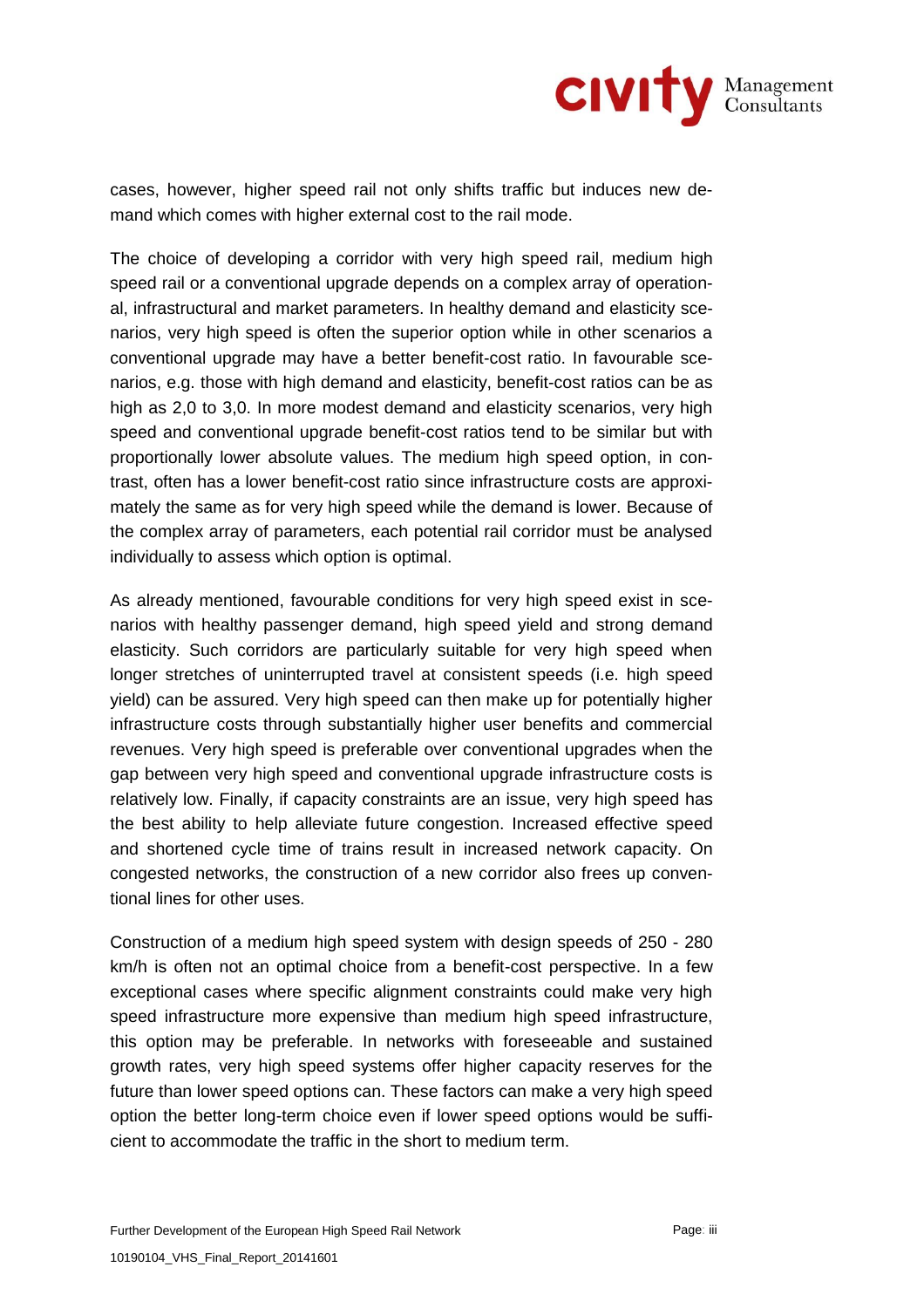cases, however, higher speed rail not only shifts traffic but induces new demand which comes with higher external cost to the rail mode.

The choice of developing a corridor with very high speed rail, medium high speed rail or a conventional upgrade depends on a complex array of operational, infrastructural and market parameters. In healthy demand and elasticity scenarios, very high speed is often the superior option while in other scenarios a conventional upgrade may have a better benefit-cost ratio. In favourable scenarios, e.g. those with high demand and elasticity, benefit-cost ratios can be as high as 2,0 to 3,0. In more modest demand and elasticity scenarios, very high speed and conventional upgrade benefit-cost ratios tend to be similar but with proportionally lower absolute values. The medium high speed option, in contrast, often has a lower benefit-cost ratio since infrastructure costs are approximately the same as for very high speed while the demand is lower. Because of the complex array of parameters, each potential rail corridor must be analysed individually to assess which option is optimal.

As already mentioned, favourable conditions for very high speed exist in scenarios with healthy passenger demand, high speed yield and strong demand elasticity. Such corridors are particularly suitable for very high speed when longer stretches of uninterrupted travel at consistent speeds (i.e. high speed yield) can be assured. Very high speed can then make up for potentially higher infrastructure costs through substantially higher user benefits and commercial revenues. Very high speed is preferable over conventional upgrades when the gap between very high speed and conventional upgrade infrastructure costs is relatively low. Finally, if capacity constraints are an issue, very high speed has the best ability to help alleviate future congestion. Increased effective speed and shortened cycle time of trains result in increased network capacity. On congested networks, the construction of a new corridor also frees up conventional lines for other uses.

Construction of a medium high speed system with design speeds of 250 - 280 km/h is often not an optimal choice from a benefit-cost perspective. In a few exceptional cases where specific alignment constraints could make very high speed infrastructure more expensive than medium high speed infrastructure, this option may be preferable. In networks with foreseeable and sustained growth rates, very high speed systems offer higher capacity reserves for the future than lower speed options can. These factors can make a very high speed option the better long-term choice even if lower speed options would be sufficient to accommodate the traffic in the short to medium term.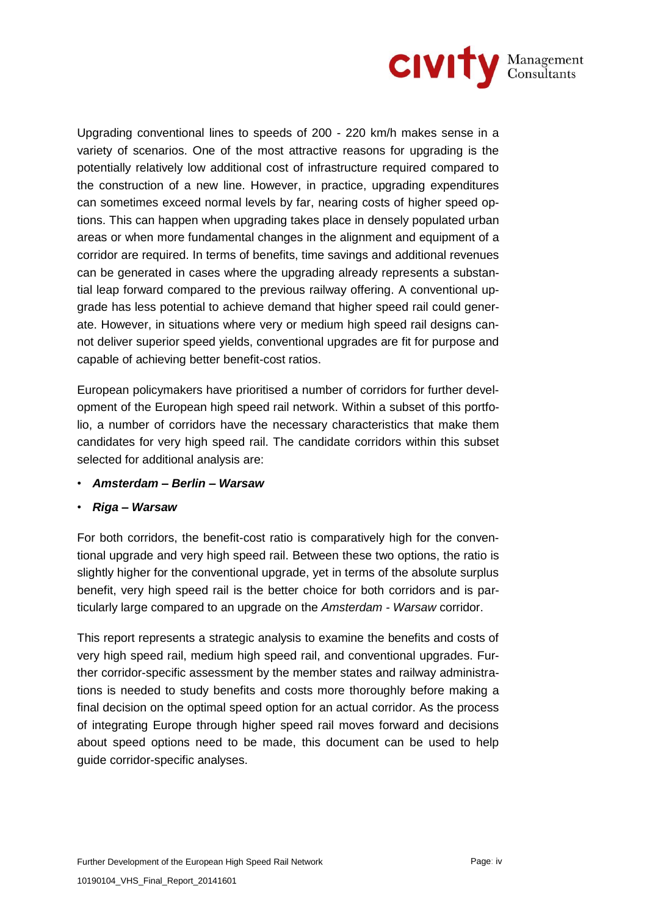Upgrading conventional lines to speeds of 200 - 220 km/h makes sense in a variety of scenarios. One of the most attractive reasons for upgrading is the potentially relatively low additional cost of infrastructure required compared to the construction of a new line. However, in practice, upgrading expenditures can sometimes exceed normal levels by far, nearing costs of higher speed options. This can happen when upgrading takes place in densely populated urban areas or when more fundamental changes in the alignment and equipment of a corridor are required. In terms of benefits, time savings and additional revenues can be generated in cases where the upgrading already represents a substantial leap forward compared to the previous railway offering. A conventional upgrade has less potential to achieve demand that higher speed rail could generate. However, in situations where very or medium high speed rail designs cannot deliver superior speed yields, conventional upgrades are fit for purpose and capable of achieving better benefit-cost ratios.

European policymakers have prioritised a number of corridors for further development of the European high speed rail network. Within a subset of this portfolio, a number of corridors have the necessary characteristics that make them candidates for very high speed rail. The candidate corridors within this subset selected for additional analysis are:

- ***Amsterdam – Berlin – Warsaw***
- ***Riga – Warsaw***

For both corridors, the benefit-cost ratio is comparatively high for the conventional upgrade and very high speed rail. Between these two options, the ratio is slightly higher for the conventional upgrade, yet in terms of the absolute surplus benefit, very high speed rail is the better choice for both corridors and is particularly large compared to an upgrade on the *Amsterdam - Warsaw* corridor.

This report represents a strategic analysis to examine the benefits and costs of very high speed rail, medium high speed rail, and conventional upgrades. Further corridor-specific assessment by the member states and railway administrations is needed to study benefits and costs more thoroughly before making a final decision on the optimal speed option for an actual corridor. As the process of integrating Europe through higher speed rail moves forward and decisions about speed options need to be made, this document can be used to help guide corridor-specific analyses.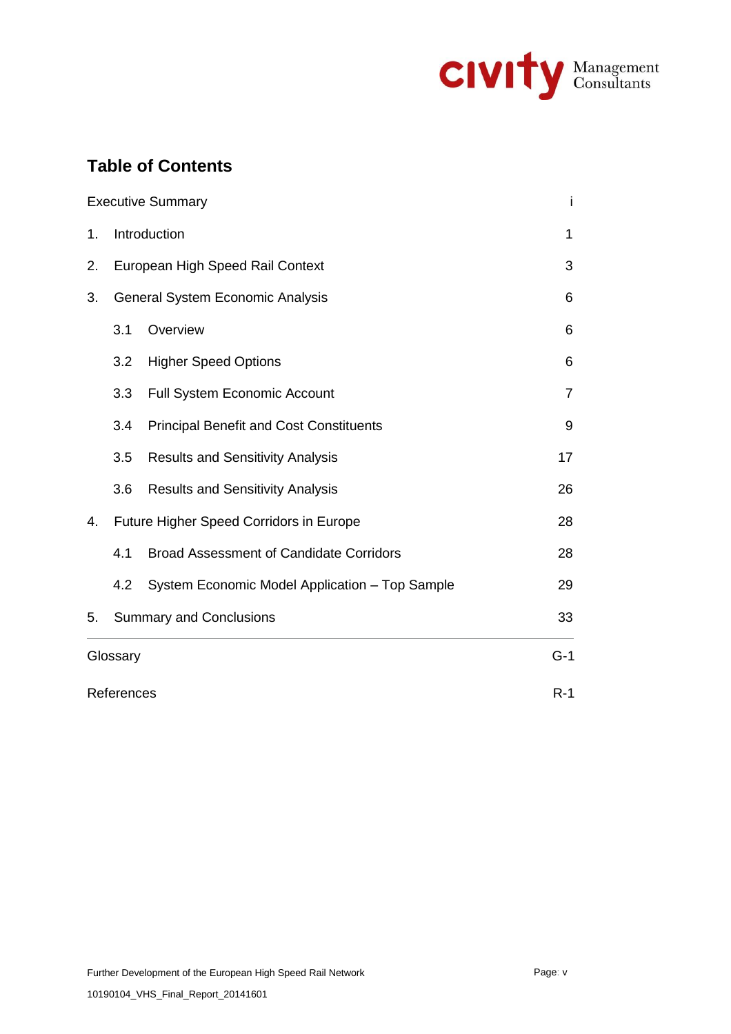## Table of Contents

| | |
|---|---|
| Executive Summary | i |
| 1. Introduction | 1 |
| 2. European High Speed Rail Context | 3 |
| 3. General System Economic Analysis | 6 |
| 3.1 Overview | 6 |
| 3.2 Higher Speed Options | 6 |
| 3.3 Full System Economic Account | 7 |
| 3.4 Principal Benefit and Cost Constituents | 9 |
| 3.5 Results and Sensitivity Analysis | 17 |
| 3.6 Results and Sensitivity Analysis | 26 |
| 4. Future Higher Speed Corridors in Europe | 28 |
| 4.1 Broad Assessment of Candidate Corridors | 28 |
| 4.2 System Economic Model Application – Top Sample | 29 |
| 5. Summary and Conclusions | 33 |
| Glossary | G-1 |
| References | R-1 |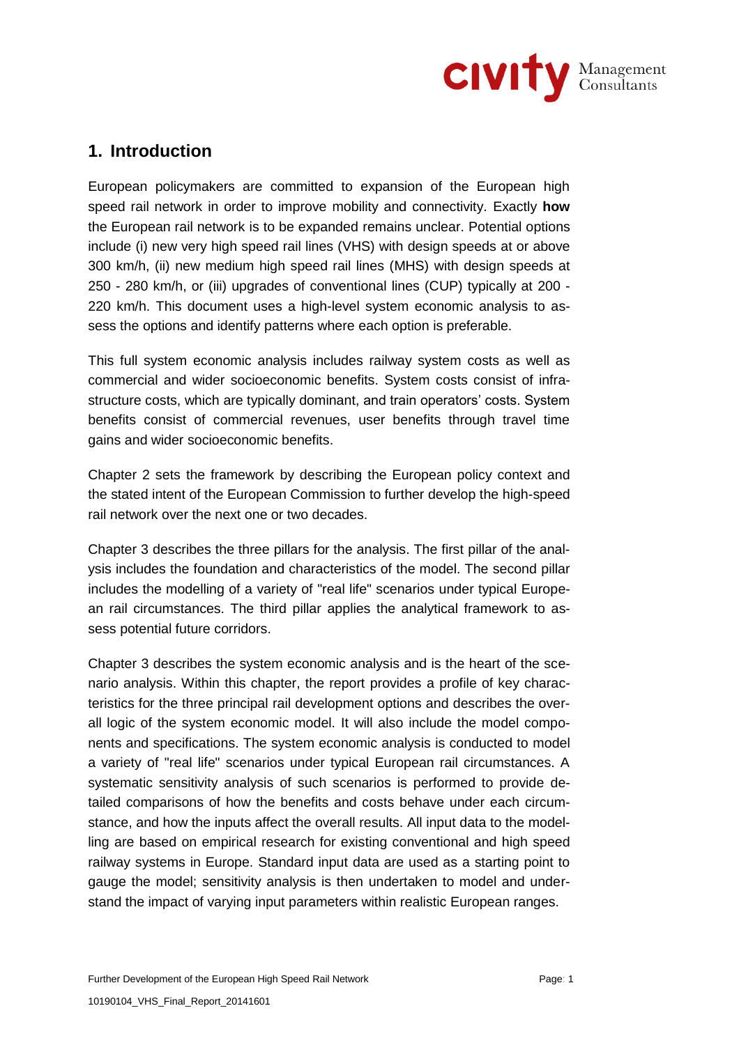# 1. Introduction

European policymakers are committed to expansion of the European high speed rail network in order to improve mobility and connectivity. Exactly **how** the European rail network is to be expanded remains unclear. Potential options include (i) new very high speed rail lines (VHS) with design speeds at or above 300 km/h, (ii) new medium high speed rail lines (MHS) with design speeds at 250 - 280 km/h, or (iii) upgrades of conventional lines (CUP) typically at 200 - 220 km/h. This document uses a high-level system economic analysis to assess the options and identify patterns where each option is preferable.

This full system economic analysis includes railway system costs as well as commercial and wider socioeconomic benefits. System costs consist of infrastructure costs, which are typically dominant, and train operators' costs. System benefits consist of commercial revenues, user benefits through travel time gains and wider socioeconomic benefits.

Chapter 2 sets the framework by describing the European policy context and the stated intent of the European Commission to further develop the high-speed rail network over the next one or two decades.

Chapter 3 describes the three pillars for the analysis. The first pillar of the analysis includes the foundation and characteristics of the model. The second pillar includes the modelling of a variety of "real life" scenarios under typical European rail circumstances. The third pillar applies the analytical framework to assess potential future corridors.

Chapter 3 describes the system economic analysis and is the heart of the scenario analysis. Within this chapter, the report provides a profile of key characteristics for the three principal rail development options and describes the overall logic of the system economic model. It will also include the model components and specifications. The system economic analysis is conducted to model a variety of "real life" scenarios under typical European rail circumstances. A systematic sensitivity analysis of such scenarios is performed to provide detailed comparisons of how the benefits and costs behave under each circumstance, and how the inputs affect the overall results. All input data to the modelling are based on empirical research for existing conventional and high speed railway systems in Europe. Standard input data are used as a starting point to gauge the model; sensitivity analysis is then undertaken to model and understand the impact of varying input parameters within realistic European ranges.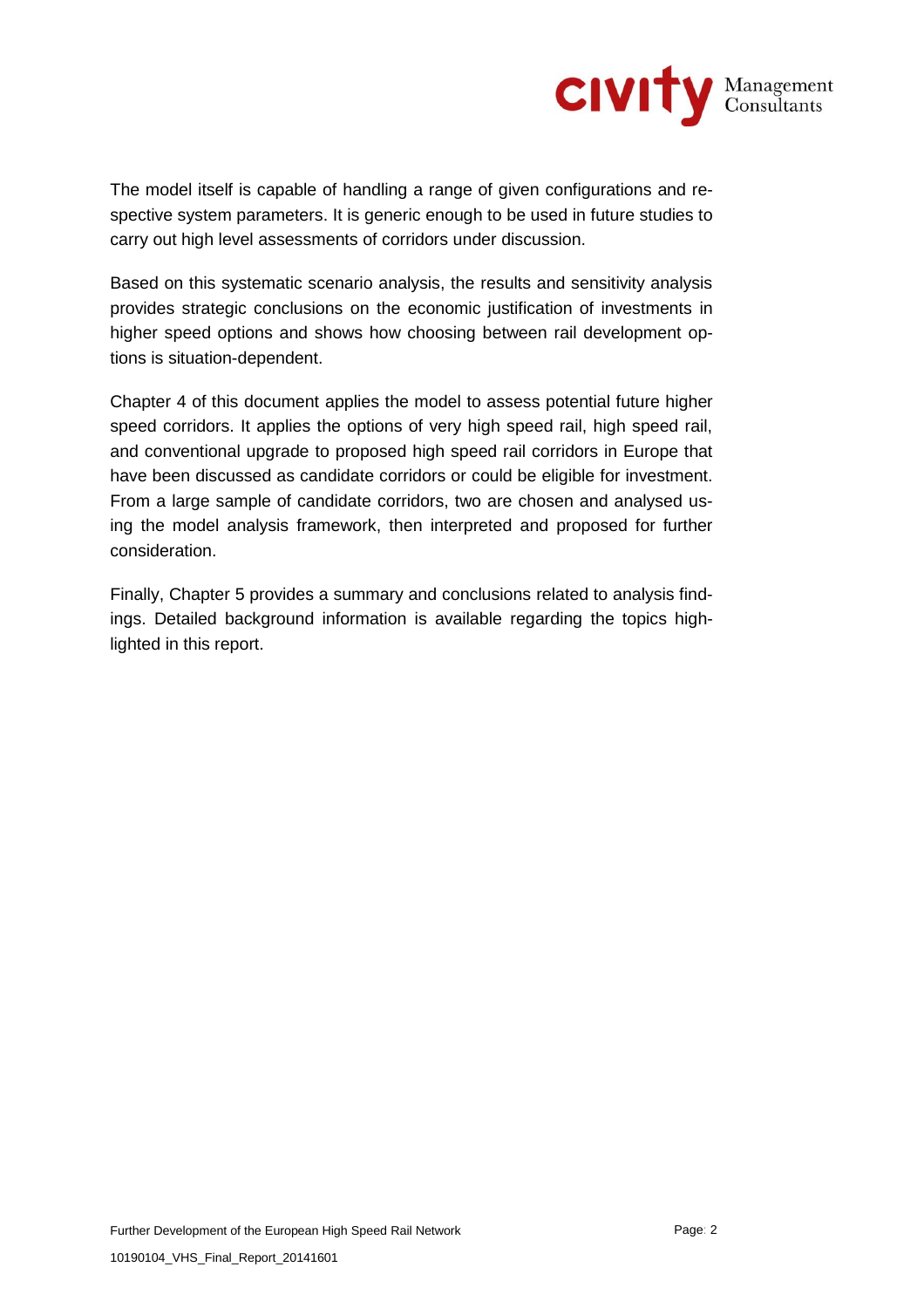The model itself is capable of handling a range of given configurations and respective system parameters. It is generic enough to be used in future studies to carry out high level assessments of corridors under discussion.

Based on this systematic scenario analysis, the results and sensitivity analysis provides strategic conclusions on the economic justification of investments in higher speed options and shows how choosing between rail development options is situation-dependent.

Chapter 4 of this document applies the model to assess potential future higher speed corridors. It applies the options of very high speed rail, high speed rail, and conventional upgrade to proposed high speed rail corridors in Europe that have been discussed as candidate corridors or could be eligible for investment. From a large sample of candidate corridors, two are chosen and analysed using the model analysis framework, then interpreted and proposed for further consideration.

Finally, Chapter 5 provides a summary and conclusions related to analysis findings. Detailed background information is available regarding the topics highlighted in this report.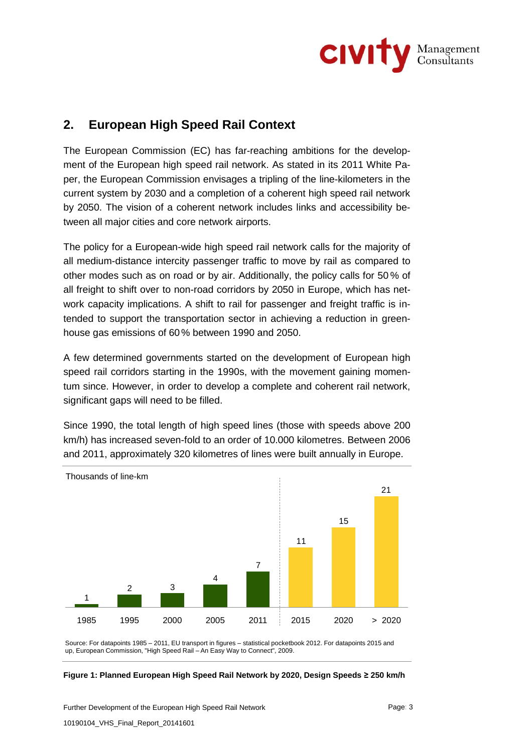## 2. European High Speed Rail Context

The European Commission (EC) has far-reaching ambitions for the development of the European high speed rail network. As stated in its 2011 White Paper, the European Commission envisages a tripling of the line-kilometers in the current system by 2030 and a completion of a coherent high speed rail network by 2050. The vision of a coherent network includes links and accessibility between all major cities and core network airports.

The policy for a European-wide high speed rail network calls for the majority of all medium-distance intercity passenger traffic to move by rail as compared to other modes such as on road or by air. Additionally, the policy calls for 50 % of all freight to shift over to non-road corridors by 2050 in Europe, which has network capacity implications. A shift to rail for passenger and freight traffic is intended to support the transportation sector in achieving a reduction in greenhouse gas emissions of 60 % between 1990 and 2050.

A few determined governments started on the development of European high speed rail corridors starting in the 1990s, with the movement gaining momentum since. However, in order to develop a complete and coherent rail network, significant gaps will need to be filled.

Since 1990, the total length of high speed lines (those with speeds above 200 km/h) has increased seven-fold to an order of 10.000 kilometres. Between 2006 and 2011, approximately 320 kilometres of lines were built annually in Europe.

Thousands of line-km

| Year | Thousands of line-km |
|---|---|
| 1985 | 1 |
| 1995 | 2 |
| 2000 | 3 |
| 2005 | 4 |
| 2011 | 7 |
| 2015 | 11 |
| 2020 | 15 |
| > 2020 | 21 |

Source: For datapoints 1985 – 2011, EU transport in figures – statistical pocketbook 2012. For datapoints 2015 and up, European Commission, "High Speed Rail – An Easy Way to Connect", 2009.

**Figure 1: Planned European High Speed Rail Network by 2020, Design Speeds ≥ 250 km/h**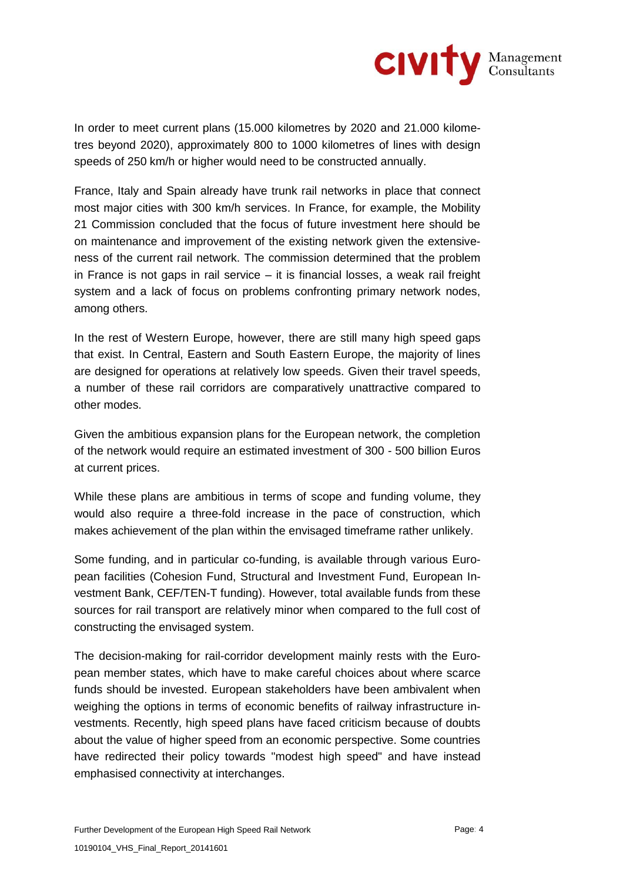In order to meet current plans (15.000 kilometres by 2020 and 21.000 kilometres beyond 2020), approximately 800 to 1000 kilometres of lines with design speeds of 250 km/h or higher would need to be constructed annually.

France, Italy and Spain already have trunk rail networks in place that connect most major cities with 300 km/h services. In France, for example, the Mobility 21 Commission concluded that the focus of future investment here should be on maintenance and improvement of the existing network given the extensiveness of the current rail network. The commission determined that the problem in France is not gaps in rail service – it is financial losses, a weak rail freight system and a lack of focus on problems confronting primary network nodes, among others.

In the rest of Western Europe, however, there are still many high speed gaps that exist. In Central, Eastern and South Eastern Europe, the majority of lines are designed for operations at relatively low speeds. Given their travel speeds, a number of these rail corridors are comparatively unattractive compared to other modes.

Given the ambitious expansion plans for the European network, the completion of the network would require an estimated investment of 300 - 500 billion Euros at current prices.

While these plans are ambitious in terms of scope and funding volume, they would also require a three-fold increase in the pace of construction, which makes achievement of the plan within the envisaged timeframe rather unlikely.

Some funding, and in particular co-funding, is available through various European facilities (Cohesion Fund, Structural and Investment Fund, European Investment Bank, CEF/TEN-T funding). However, total available funds from these sources for rail transport are relatively minor when compared to the full cost of constructing the envisaged system.

The decision-making for rail-corridor development mainly rests with the European member states, which have to make careful choices about where scarce funds should be invested. European stakeholders have been ambivalent when weighing the options in terms of economic benefits of railway infrastructure investments. Recently, high speed plans have faced criticism because of doubts about the value of higher speed from an economic perspective. Some countries have redirected their policy towards "modest high speed" and have instead emphasised connectivity at interchanges.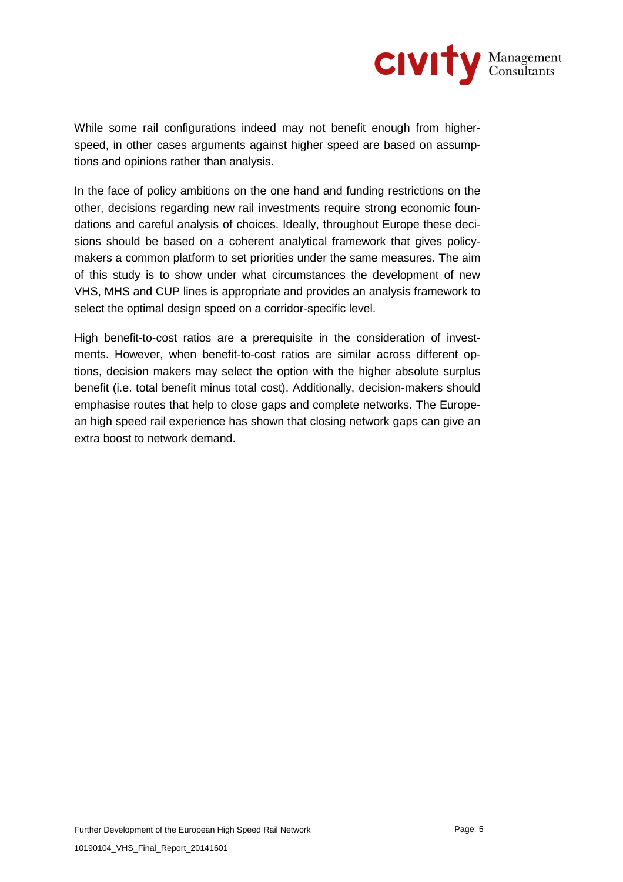While some rail configurations indeed may not benefit enough from higher-speed, in other cases arguments against higher speed are based on assumptions and opinions rather than analysis.

In the face of policy ambitions on the one hand and funding restrictions on the other, decisions regarding new rail investments require strong economic foundations and careful analysis of choices. Ideally, throughout Europe these decisions should be based on a coherent analytical framework that gives policy-makers a common platform to set priorities under the same measures. The aim of this study is to show under what circumstances the development of new VHS, MHS and CUP lines is appropriate and provides an analysis framework to select the optimal design speed on a corridor-specific level.

High benefit-to-cost ratios are a prerequisite in the consideration of investments. However, when benefit-to-cost ratios are similar across different options, decision makers may select the option with the higher absolute surplus benefit (i.e. total benefit minus total cost). Additionally, decision-makers should emphasise routes that help to close gaps and complete networks. The European high speed rail experience has shown that closing network gaps can give an extra boost to network demand.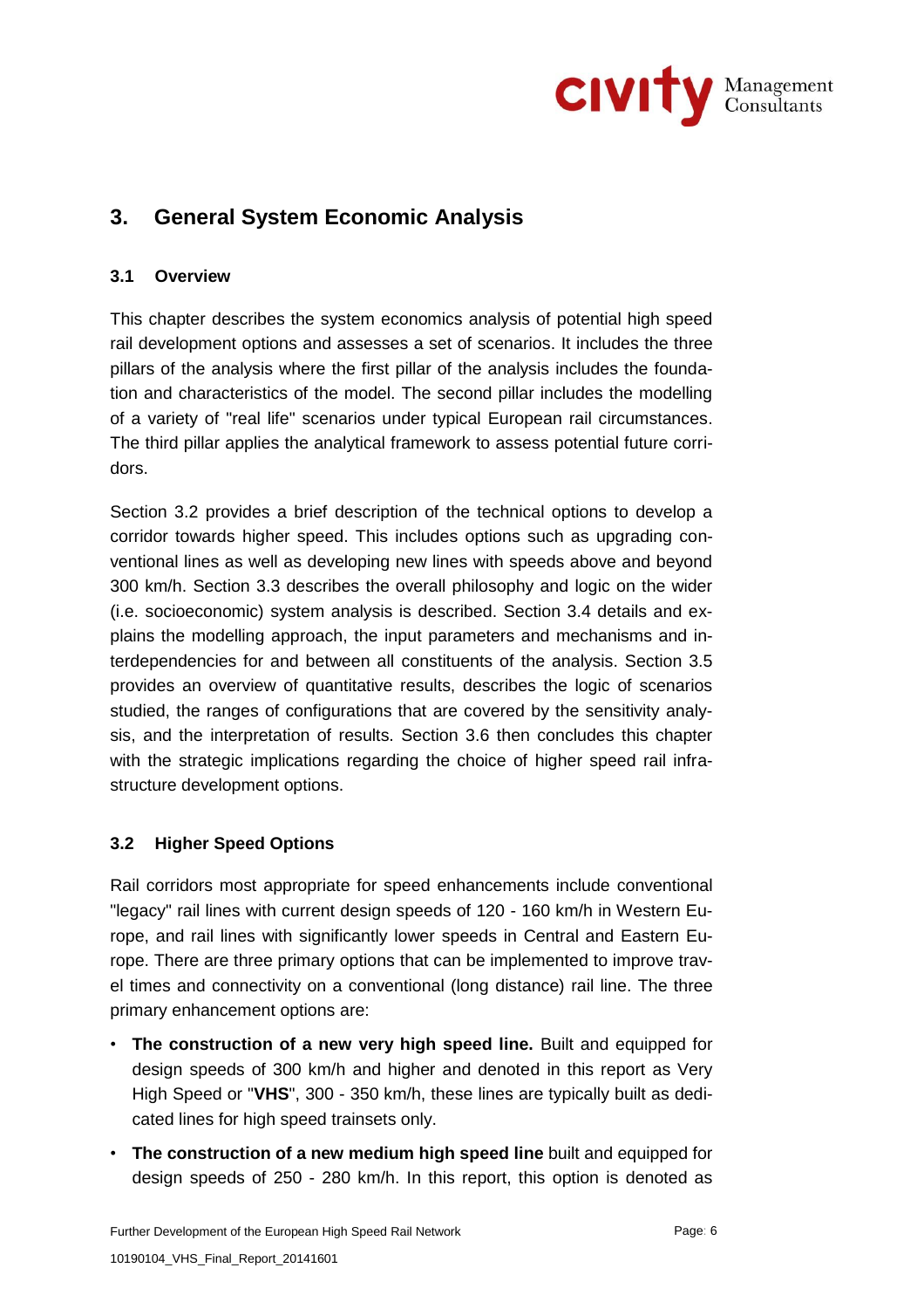# 3. General System Economic Analysis

## 3.1 Overview

This chapter describes the system economics analysis of potential high speed rail development options and assesses a set of scenarios. It includes the three pillars of the analysis where the first pillar of the analysis includes the foundation and characteristics of the model. The second pillar includes the modelling of a variety of "real life" scenarios under typical European rail circumstances. The third pillar applies the analytical framework to assess potential future corridors.

Section 3.2 provides a brief description of the technical options to develop a corridor towards higher speed. This includes options such as upgrading conventional lines as well as developing new lines with speeds above and beyond 300 km/h. Section 3.3 describes the overall philosophy and logic on the wider (i.e. socioeconomic) system analysis is described. Section 3.4 details and explains the modelling approach, the input parameters and mechanisms and interdependencies for and between all constituents of the analysis. Section 3.5 provides an overview of quantitative results, describes the logic of scenarios studied, the ranges of configurations that are covered by the sensitivity analysis, and the interpretation of results. Section 3.6 then concludes this chapter with the strategic implications regarding the choice of higher speed rail infrastructure development options.

## 3.2 Higher Speed Options

Rail corridors most appropriate for speed enhancements include conventional "legacy" rail lines with current design speeds of 120 - 160 km/h in Western Europe, and rail lines with significantly lower speeds in Central and Eastern Europe. There are three primary options that can be implemented to improve travel times and connectivity on a conventional (long distance) rail line. The three primary enhancement options are:

- **The construction of a new very high speed line.** Built and equipped for design speeds of 300 km/h and higher and denoted in this report as Very High Speed or "**VHS**", 300 - 350 km/h, these lines are typically built as dedicated lines for high speed trainsets only.
- **The construction of a new medium high speed line** built and equipped for design speeds of 250 - 280 km/h. In this report, this option is denoted as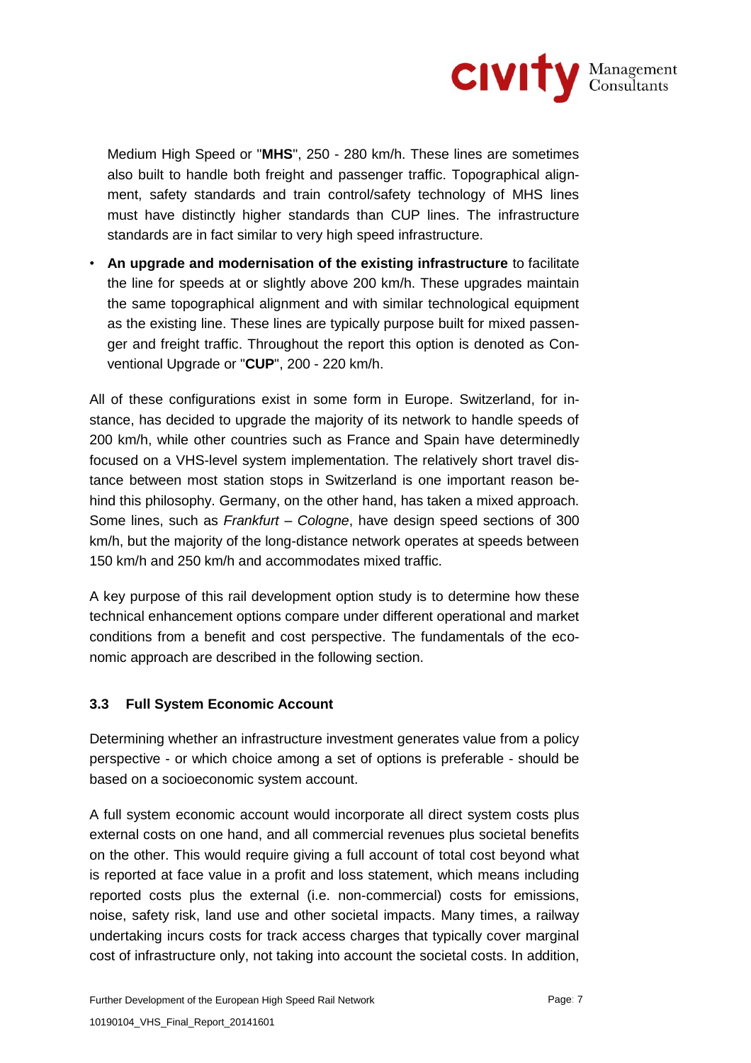Medium High Speed or "**MHS**", 250 - 280 km/h. These lines are sometimes also built to handle both freight and passenger traffic. Topographical alignment, safety standards and train control/safety technology of MHS lines must have distinctly higher standards than CUP lines. The infrastructure standards are in fact similar to very high speed infrastructure.

- **An upgrade and modernisation of the existing infrastructure** to facilitate the line for speeds at or slightly above 200 km/h. These upgrades maintain the same topographical alignment and with similar technological equipment as the existing line. These lines are typically purpose built for mixed passenger and freight traffic. Throughout the report this option is denoted as Conventional Upgrade or "**CUP**", 200 - 220 km/h.

All of these configurations exist in some form in Europe. Switzerland, for instance, has decided to upgrade the majority of its network to handle speeds of 200 km/h, while other countries such as France and Spain have determinedly focused on a VHS-level system implementation. The relatively short travel distance between most station stops in Switzerland is one important reason behind this philosophy. Germany, on the other hand, has taken a mixed approach. Some lines, such as *Frankfurt – Cologne*, have design speed sections of 300 km/h, but the majority of the long-distance network operates at speeds between 150 km/h and 250 km/h and accommodates mixed traffic.

A key purpose of this rail development option study is to determine how these technical enhancement options compare under different operational and market conditions from a benefit and cost perspective. The fundamentals of the economic approach are described in the following section.

### 3.3 Full System Economic Account

Determining whether an infrastructure investment generates value from a policy perspective - or which choice among a set of options is preferable - should be based on a socioeconomic system account.

A full system economic account would incorporate all direct system costs plus external costs on one hand, and all commercial revenues plus societal benefits on the other. This would require giving a full account of total cost beyond what is reported at face value in a profit and loss statement, which means including reported costs plus the external (i.e. non-commercial) costs for emissions, noise, safety risk, land use and other societal impacts. Many times, a railway undertaking incurs costs for track access charges that typically cover marginal cost of infrastructure only, not taking into account the societal costs. In addition,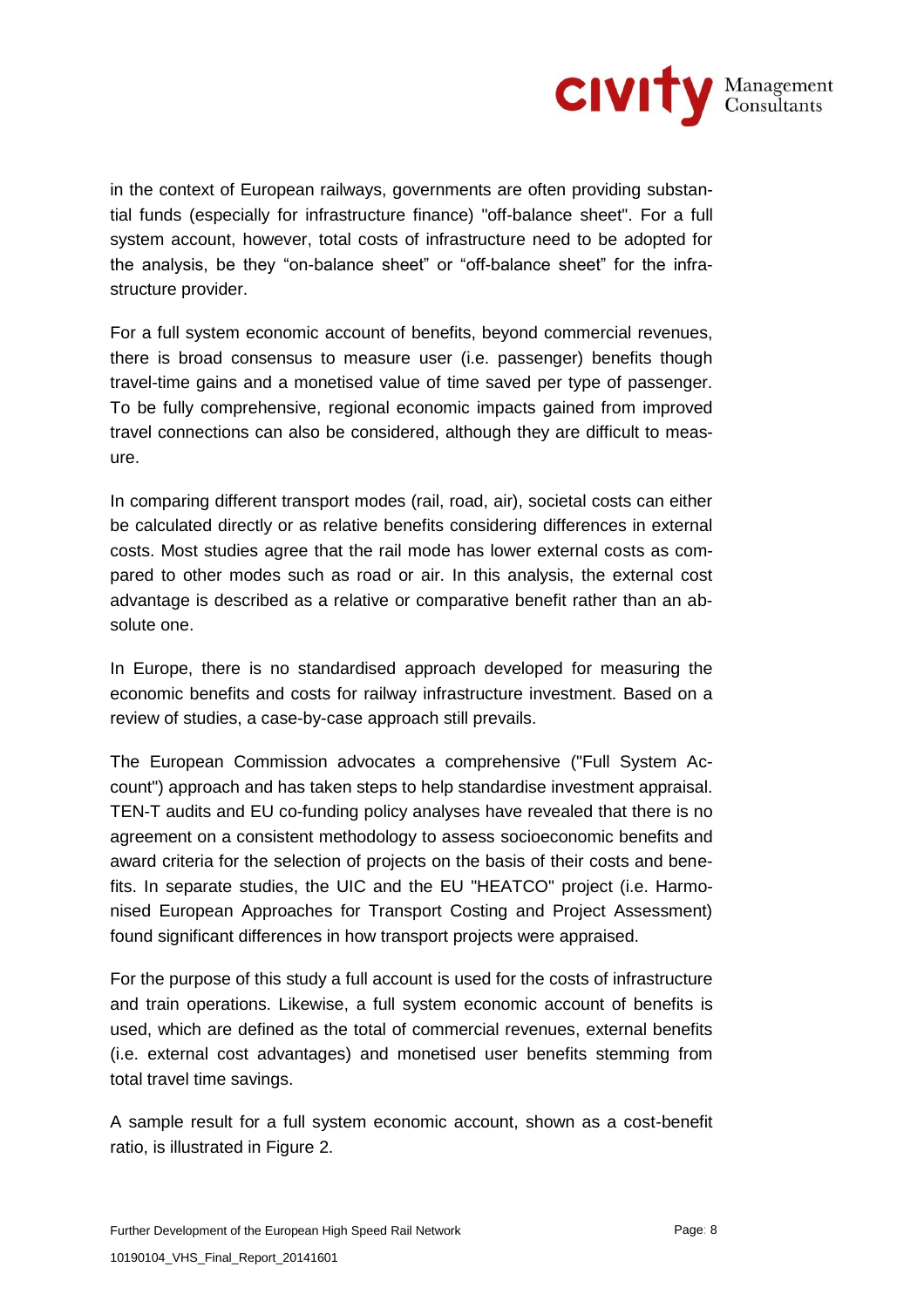in the context of European railways, governments are often providing substantial funds (especially for infrastructure finance) "off-balance sheet". For a full system account, however, total costs of infrastructure need to be adopted for the analysis, be they "on-balance sheet" or "off-balance sheet" for the infrastructure provider.

For a full system economic account of benefits, beyond commercial revenues, there is broad consensus to measure user (i.e. passenger) benefits though travel-time gains and a monetised value of time saved per type of passenger. To be fully comprehensive, regional economic impacts gained from improved travel connections can also be considered, although they are difficult to measure.

In comparing different transport modes (rail, road, air), societal costs can either be calculated directly or as relative benefits considering differences in external costs. Most studies agree that the rail mode has lower external costs as compared to other modes such as road or air. In this analysis, the external cost advantage is described as a relative or comparative benefit rather than an absolute one.

In Europe, there is no standardised approach developed for measuring the economic benefits and costs for railway infrastructure investment. Based on a review of studies, a case-by-case approach still prevails.

The European Commission advocates a comprehensive ("Full System Account") approach and has taken steps to help standardise investment appraisal. TEN-T audits and EU co-funding policy analyses have revealed that there is no agreement on a consistent methodology to assess socioeconomic benefits and award criteria for the selection of projects on the basis of their costs and benefits. In separate studies, the UIC and the EU "HEATCO" project (i.e. Harmonised European Approaches for Transport Costing and Project Assessment) found significant differences in how transport projects were appraised.

For the purpose of this study a full account is used for the costs of infrastructure and train operations. Likewise, a full system economic account of benefits is used, which are defined as the total of commercial revenues, external benefits (i.e. external cost advantages) and monetised user benefits stemming from total travel time savings.

A sample result for a full system economic account, shown as a cost-benefit ratio, is illustrated in Figure 2.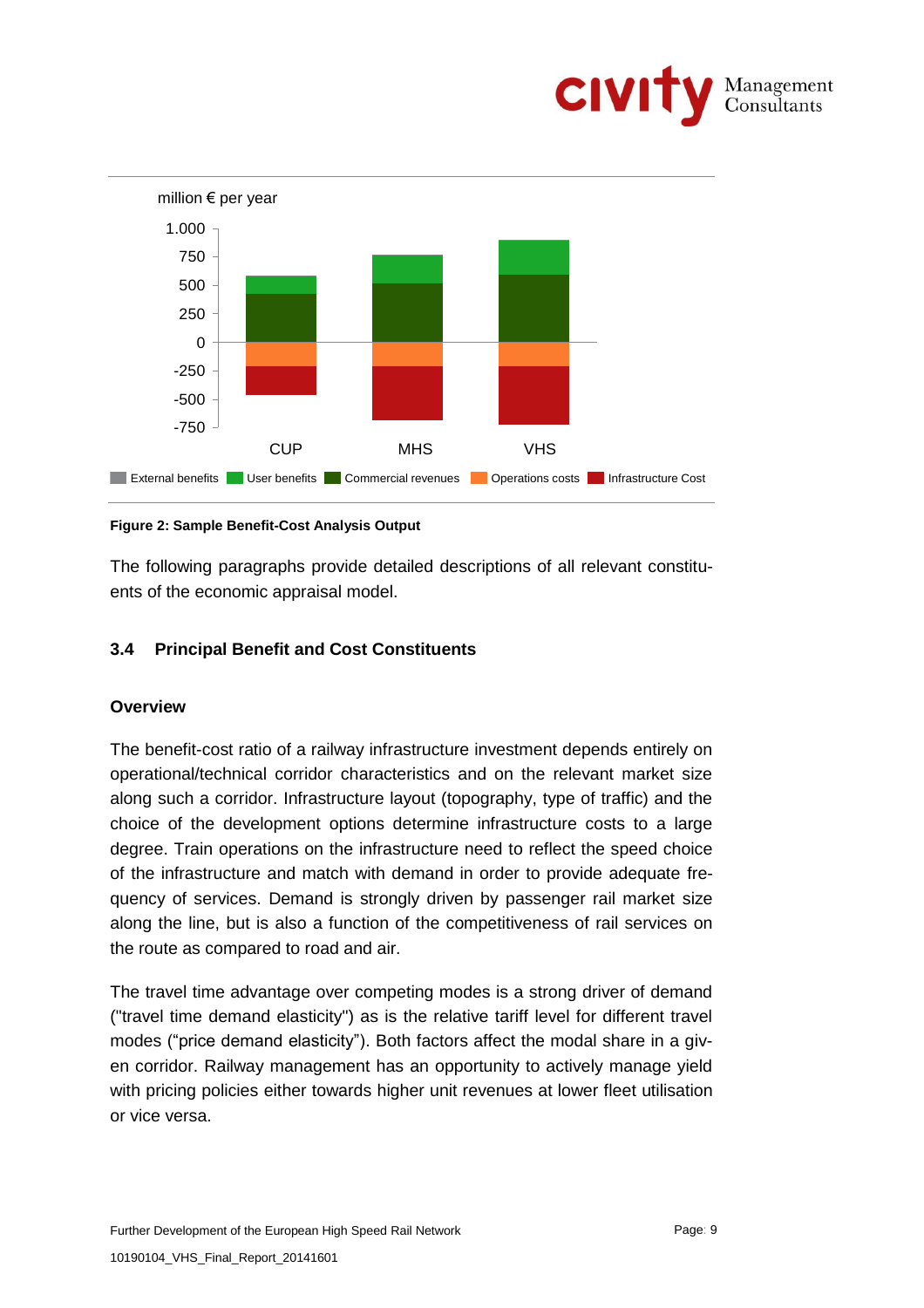Figure 2: Sample Benefit-Cost Analysis Output

The following paragraphs provide detailed descriptions of all relevant constituents of the economic appraisal model.

### 3.4 Principal Benefit and Cost Constituents

#### Overview

The benefit-cost ratio of a railway infrastructure investment depends entirely on operational/technical corridor characteristics and on the relevant market size along such a corridor. Infrastructure layout (topography, type of traffic) and the choice of the development options determine infrastructure costs to a large degree. Train operations on the infrastructure need to reflect the speed choice of the infrastructure and match with demand in order to provide adequate frequency of services. Demand is strongly driven by passenger rail market size along the line, but is also a function of the competitiveness of rail services on the route as compared to road and air.

The travel time advantage over competing modes is a strong driver of demand ("travel time demand elasticity") as is the relative tariff level for different travel modes ("price demand elasticity"). Both factors affect the modal share in a given corridor. Railway management has an opportunity to actively manage yield with pricing policies either towards higher unit revenues at lower fleet utilisation or vice versa.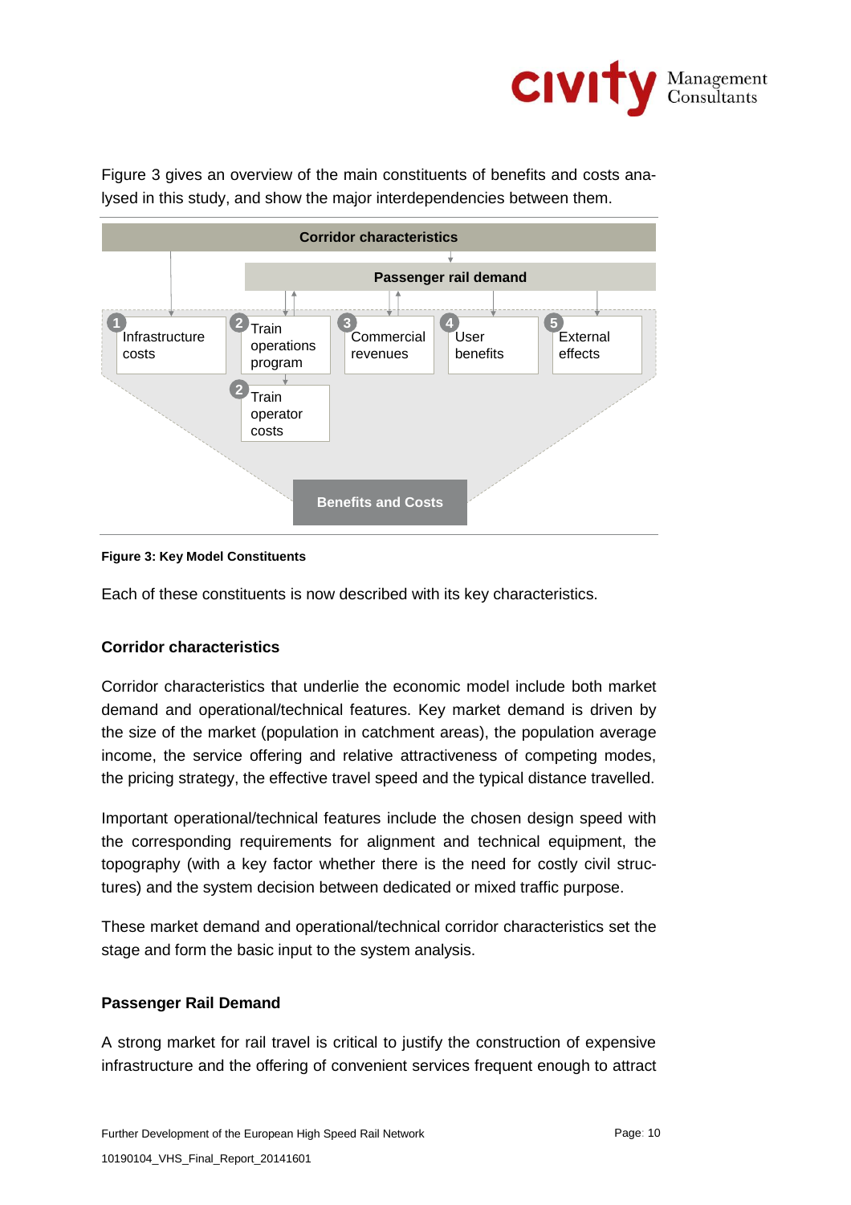Figure 3 gives an overview of the main constituents of benefits and costs analysed in this study, and show the major interdependencies between them.

Corridor characteristics

Passenger rail demand

1 Infrastructure costs

2 Train operations program

2 Train operator costs

3 Commercial revenues

4 User benefits

5 External effects

Benefits and Costs

**Figure 3: Key Model Constituents**

Each of these constituents is now described with its key characteristics.

### Corridor characteristics

Corridor characteristics that underlie the economic model include both market demand and operational/technical features. Key market demand is driven by the size of the market (population in catchment areas), the population average income, the service offering and relative attractiveness of competing modes, the pricing strategy, the effective travel speed and the typical distance travelled.

Important operational/technical features include the chosen design speed with the corresponding requirements for alignment and technical equipment, the topography (with a key factor whether there is the need for costly civil structures) and the system decision between dedicated or mixed traffic purpose.

These market demand and operational/technical corridor characteristics set the stage and form the basic input to the system analysis.

### Passenger Rail Demand

A strong market for rail travel is critical to justify the construction of expensive infrastructure and the offering of convenient services frequent enough to attract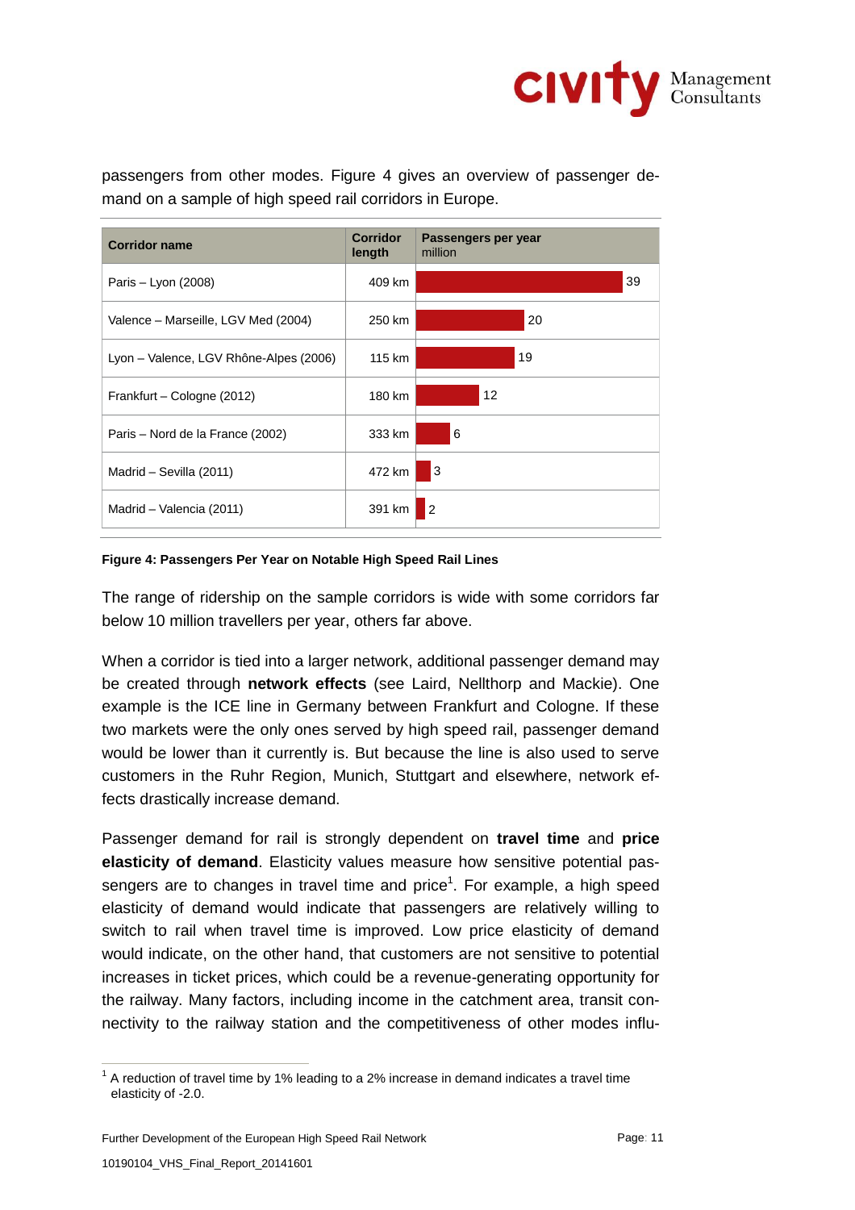passengers from other modes. Figure 4 gives an overview of passenger demand on a sample of high speed rail corridors in Europe.

| Corridor name | Corridor length | Passengers per year million |
|---|---|---|
| Paris – Lyon (2008) | 409 km | 39 |
| Valence – Marseille, LGV Med (2004) | 250 km | 20 |
| Lyon – Valence, LGV Rhône-Alpes (2006) | 115 km | 19 |
| Frankfurt – Cologne (2012) | 180 km | 12 |
| Paris – Nord de la France (2002) | 333 km | 6 |
| Madrid – Sevilla (2011) | 472 km | 3 |
| Madrid – Valencia (2011) | 391 km | 2 |

**Figure 4: Passengers Per Year on Notable High Speed Rail Lines**

The range of ridership on the sample corridors is wide with some corridors far below 10 million travellers per year, others far above.

When a corridor is tied into a larger network, additional passenger demand may be created through **network effects** (see Laird, Nellthorp and Mackie). One example is the ICE line in Germany between Frankfurt and Cologne. If these two markets were the only ones served by high speed rail, passenger demand would be lower than it currently is. But because the line is also used to serve customers in the Ruhr Region, Munich, Stuttgart and elsewhere, network effects drastically increase demand.

Passenger demand for rail is strongly dependent on **travel time** and **price elasticity of demand**. Elasticity values measure how sensitive potential passengers are to changes in travel time and price[1]. For example, a high speed elasticity of demand would indicate that passengers are relatively willing to switch to rail when travel time is improved. Low price elasticity of demand would indicate, on the other hand, that customers are not sensitive to potential increases in ticket prices, which could be a revenue-generating opportunity for the railway. Many factors, including income in the catchment area, transit connectivity to the railway station and the competitiveness of other modes influ-

[1] A reduction of travel time by 1% leading to a 2% increase in demand indicates a travel time elasticity of -2.0.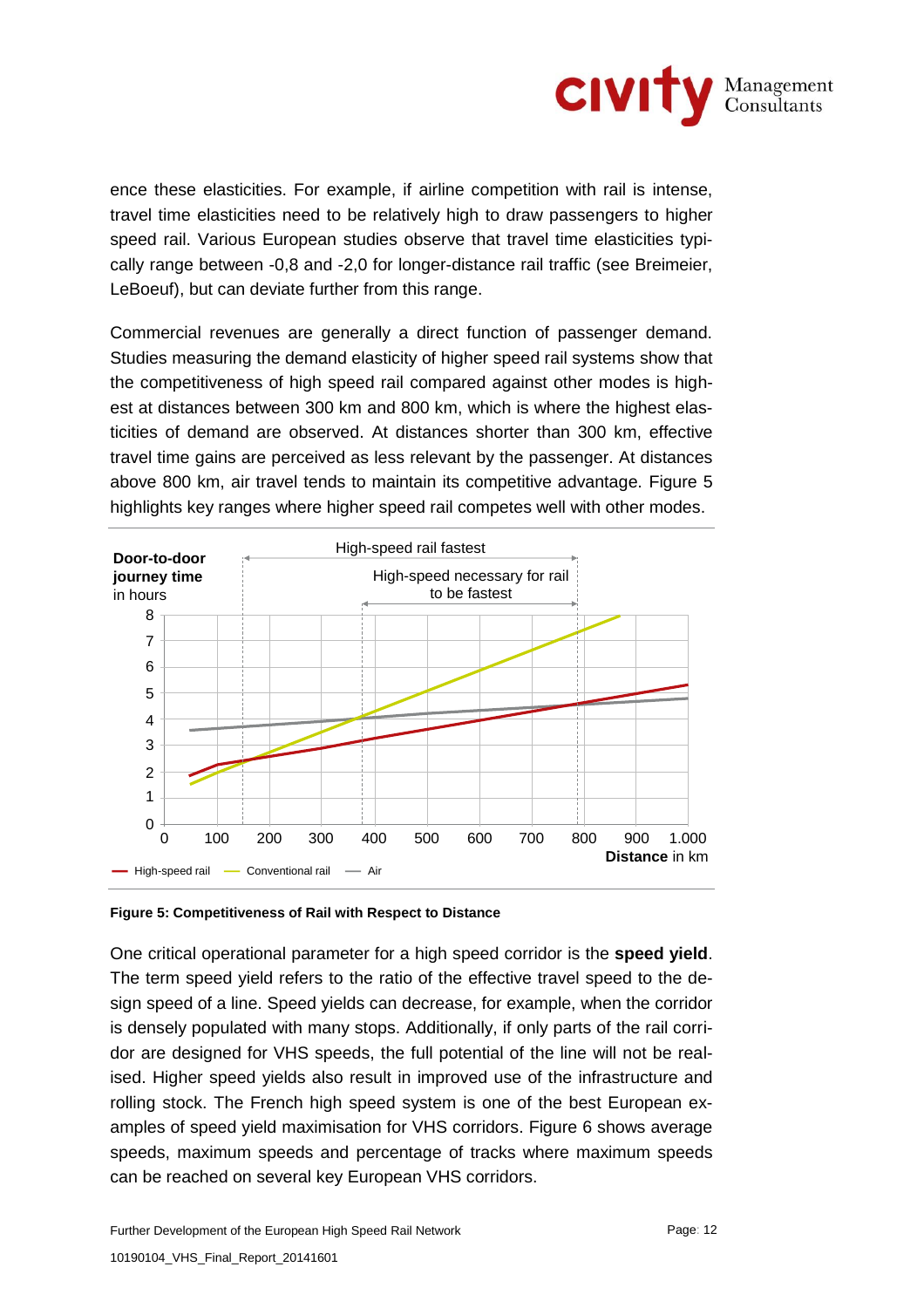ence these elasticities. For example, if airline competition with rail is intense, travel time elasticities need to be relatively high to draw passengers to higher speed rail. Various European studies observe that travel time elasticities typically range between -0,8 and -2,0 for longer-distance rail traffic (see Breimeier, LeBoeuf), but can deviate further from this range.

Commercial revenues are generally a direct function of passenger demand. Studies measuring the demand elasticity of higher speed rail systems show that the competitiveness of high speed rail compared against other modes is highest at distances between 300 km and 800 km, which is where the highest elasticities of demand are observed. At distances shorter than 300 km, effective travel time gains are perceived as less relevant by the passenger. At distances above 800 km, air travel tends to maintain its competitive advantage. Figure 5 highlights key ranges where higher speed rail competes well with other modes.

**Figure 5: Competitiveness of Rail with Respect to Distance**

One critical operational parameter for a high speed corridor is the **speed yield**. The term speed yield refers to the ratio of the effective travel speed to the design speed of a line. Speed yields can decrease, for example, when the corridor is densely populated with many stops. Additionally, if only parts of the rail corridor are designed for VHS speeds, the full potential of the line will not be realised. Higher speed yields also result in improved use of the infrastructure and rolling stock. The French high speed system is one of the best European examples of speed yield maximisation for VHS corridors. Figure 6 shows average speeds, maximum speeds and percentage of tracks where maximum speeds can be reached on several key European VHS corridors.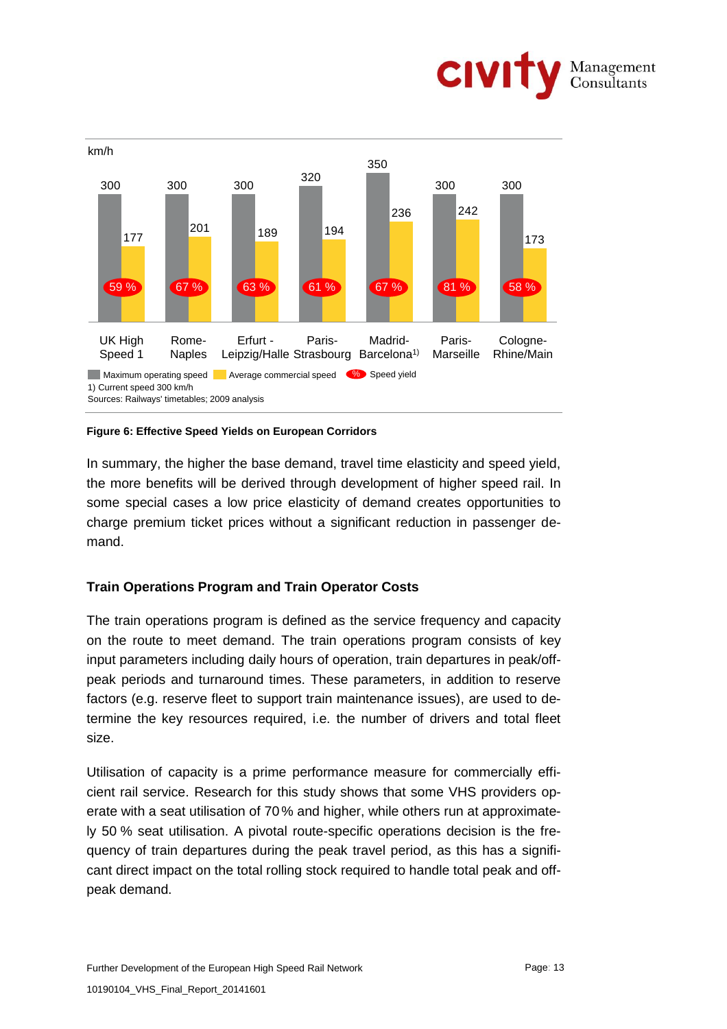| | UK High Speed 1 | Rome-Naples | Erfurt - Leipzig/Halle | Paris-Strasbourg | Madrid-Barcelona[1)] | Paris-Marseille | Cologne-Rhine/Main |
|---|---|---|---|---|---|---|---|
| Maximum operating speed (km/h) | 300 | 300 | 300 | 320 | 350 | 300 | 300 |
| Average commercial speed (km/h) | 177 | 201 | 189 | 194 | 236 | 242 | 173 |
| Speed yield | 59 % | 67 % | 63 % | 61 % | 67 % | 81 % | 58 % |

1) Current speed 300 km/h

Sources: Railways' timetables; 2009 analysis

**Figure 6: Effective Speed Yields on European Corridors**

In summary, the higher the base demand, travel time elasticity and speed yield, the more benefits will be derived through development of higher speed rail. In some special cases a low price elasticity of demand creates opportunities to charge premium ticket prices without a significant reduction in passenger demand.

### Train Operations Program and Train Operator Costs

The train operations program is defined as the service frequency and capacity on the route to meet demand. The train operations program consists of key input parameters including daily hours of operation, train departures in peak/off-peak periods and turnaround times. These parameters, in addition to reserve factors (e.g. reserve fleet to support train maintenance issues), are used to determine the key resources required, i.e. the number of drivers and total fleet size.

Utilisation of capacity is a prime performance measure for commercially efficient rail service. Research for this study shows that some VHS providers operate with a seat utilisation of 70 % and higher, while others run at approximately 50 % seat utilisation. A pivotal route-specific operations decision is the frequency of train departures during the peak travel period, as this has a significant direct impact on the total rolling stock required to handle total peak and off-peak demand.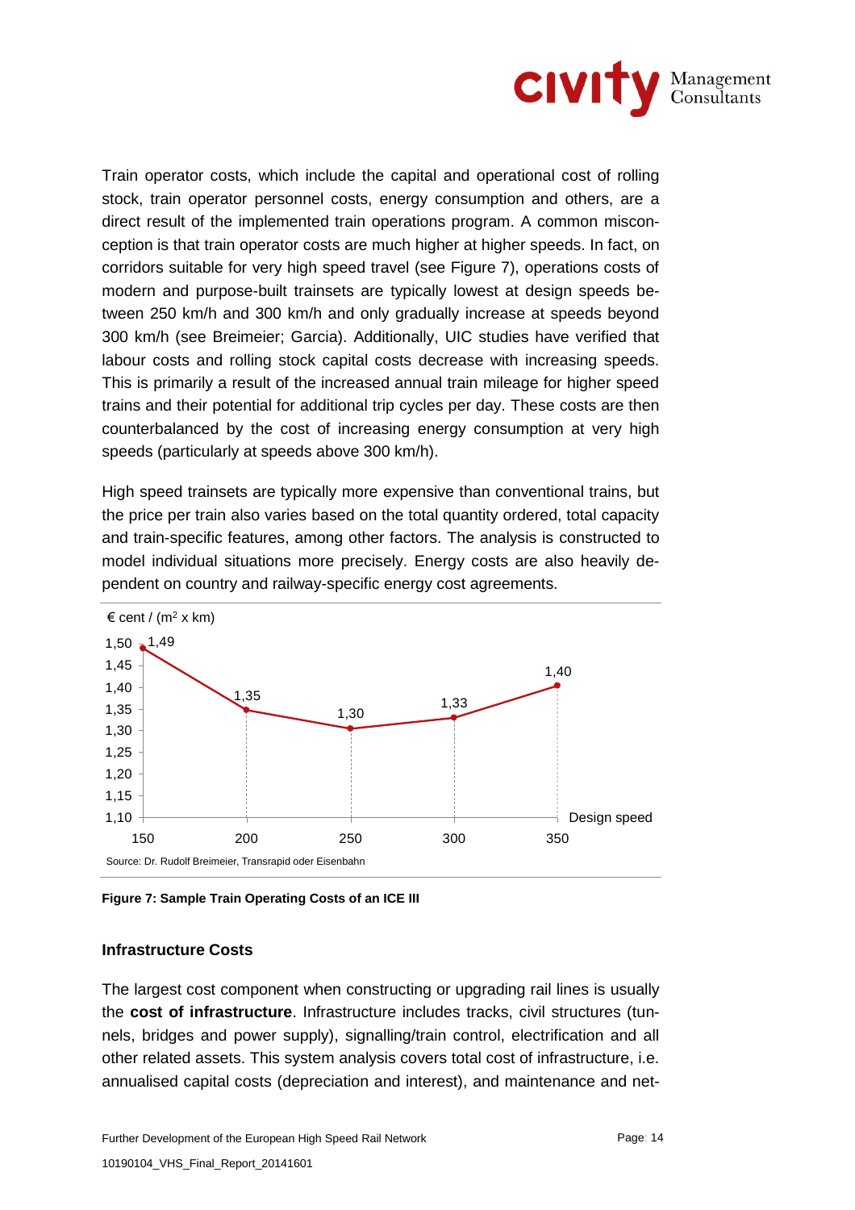Train operator costs, which include the capital and operational cost of rolling stock, train operator personnel costs, energy consumption and others, are a direct result of the implemented train operations program. A common misconception is that train operator costs are much higher at higher speeds. In fact, on corridors suitable for very high speed travel (see Figure 7), operations costs of modern and purpose-built trainsets are typically lowest at design speeds between 250 km/h and 300 km/h and only gradually increase at speeds beyond 300 km/h (see Breimeier; Garcia). Additionally, UIC studies have verified that labour costs and rolling stock capital costs decrease with increasing speeds. This is primarily a result of the increased annual train mileage for higher speed trains and their potential for additional trip cycles per day. These costs are then counterbalanced by the cost of increasing energy consumption at very high speeds (particularly at speeds above 300 km/h).

High speed trainsets are typically more expensive than conventional trains, but the price per train also varies based on the total quantity ordered, total capacity and train-specific features, among other factors. The analysis is constructed to model individual situations more precisely. Energy costs are also heavily dependent on country and railway-specific energy cost agreements.

€ cent / ($m^2$ x km)

| Design speed | 150 | 200 | 250 | 300 | 350 |
|---|---|---|---|---|---|
| € cent / ($m^2$ x km) | 1,49 | 1,35 | 1,30 | 1,33 | 1,40 |

Source: Dr. Rudolf Breimeier, Transrapid oder Eisenbahn

**Figure 7: Sample Train Operating Costs of an ICE III**

### Infrastructure Costs

The largest cost component when constructing or upgrading rail lines is usually the **cost of infrastructure**. Infrastructure includes tracks, civil structures (tunnels, bridges and power supply), signalling/train control, electrification and all other related assets. This system analysis covers total cost of infrastructure, i.e. annualised capital costs (depreciation and interest), and maintenance and net-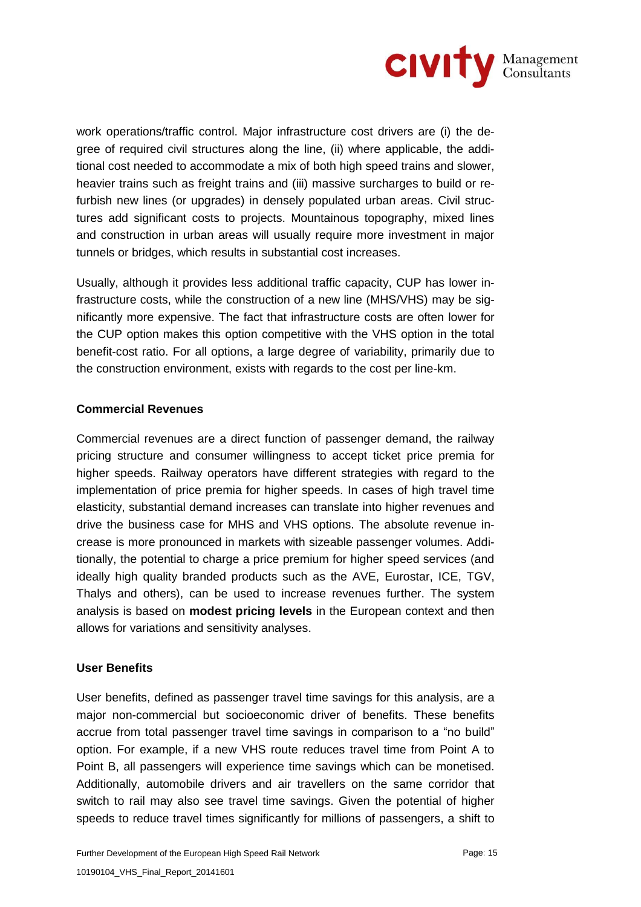work operations/traffic control. Major infrastructure cost drivers are (i) the degree of required civil structures along the line, (ii) where applicable, the additional cost needed to accommodate a mix of both high speed trains and slower, heavier trains such as freight trains and (iii) massive surcharges to build or refurbish new lines (or upgrades) in densely populated urban areas. Civil structures add significant costs to projects. Mountainous topography, mixed lines and construction in urban areas will usually require more investment in major tunnels or bridges, which results in substantial cost increases.

Usually, although it provides less additional traffic capacity, CUP has lower infrastructure costs, while the construction of a new line (MHS/VHS) may be significantly more expensive. The fact that infrastructure costs are often lower for the CUP option makes this option competitive with the VHS option in the total benefit-cost ratio. For all options, a large degree of variability, primarily due to the construction environment, exists with regards to the cost per line-km.

#### Commercial Revenues

Commercial revenues are a direct function of passenger demand, the railway pricing structure and consumer willingness to accept ticket price premia for higher speeds. Railway operators have different strategies with regard to the implementation of price premia for higher speeds. In cases of high travel time elasticity, substantial demand increases can translate into higher revenues and drive the business case for MHS and VHS options. The absolute revenue increase is more pronounced in markets with sizeable passenger volumes. Additionally, the potential to charge a price premium for higher speed services (and ideally high quality branded products such as the AVE, Eurostar, ICE, TGV, Thalys and others), can be used to increase revenues further. The system analysis is based on **modest pricing levels** in the European context and then allows for variations and sensitivity analyses.

#### User Benefits

User benefits, defined as passenger travel time savings for this analysis, are a major non-commercial but socioeconomic driver of benefits. These benefits accrue from total passenger travel time savings in comparison to a "no build" option. For example, if a new VHS route reduces travel time from Point A to Point B, all passengers will experience time savings which can be monetised. Additionally, automobile drivers and air travellers on the same corridor that switch to rail may also see travel time savings. Given the potential of higher speeds to reduce travel times significantly for millions of passengers, a shift to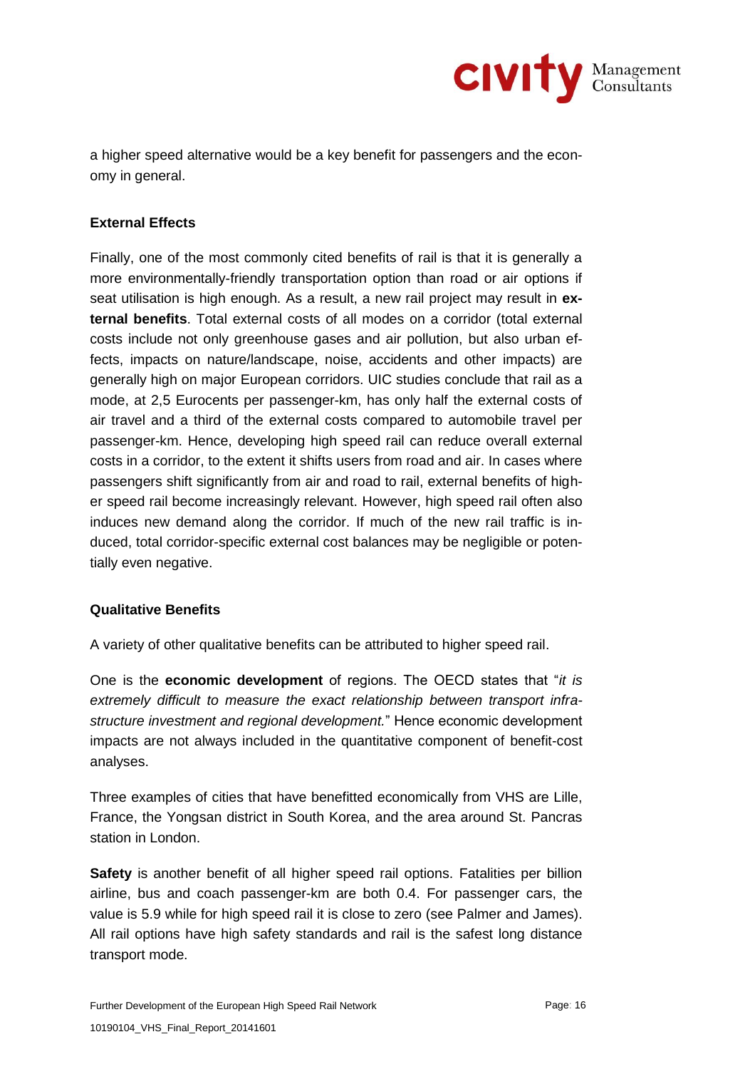a higher speed alternative would be a key benefit for passengers and the economy in general.

**External Effects**

Finally, one of the most commonly cited benefits of rail is that it is generally a more environmentally-friendly transportation option than road or air options if seat utilisation is high enough. As a result, a new rail project may result in **external benefits**. Total external costs of all modes on a corridor (total external costs include not only greenhouse gases and air pollution, but also urban effects, impacts on nature/landscape, noise, accidents and other impacts) are generally high on major European corridors. UIC studies conclude that rail as a mode, at 2,5 Eurocents per passenger-km, has only half the external costs of air travel and a third of the external costs compared to automobile travel per passenger-km. Hence, developing high speed rail can reduce overall external costs in a corridor, to the extent it shifts users from road and air. In cases where passengers shift significantly from air and road to rail, external benefits of higher speed rail become increasingly relevant. However, high speed rail often also induces new demand along the corridor. If much of the new rail traffic is induced, total corridor-specific external cost balances may be negligible or potentially even negative.

**Qualitative Benefits**

A variety of other qualitative benefits can be attributed to higher speed rail.

One is the **economic development** of regions. The OECD states that "*it is extremely difficult to measure the exact relationship between transport infrastructure investment and regional development.*" Hence economic development impacts are not always included in the quantitative component of benefit-cost analyses.

Three examples of cities that have benefitted economically from VHS are Lille, France, the Yongsan district in South Korea, and the area around St. Pancras station in London.

**Safety** is another benefit of all higher speed rail options. Fatalities per billion airline, bus and coach passenger-km are both 0.4. For passenger cars, the value is 5.9 while for high speed rail it is close to zero (see Palmer and James). All rail options have high safety standards and rail is the safest long distance transport mode.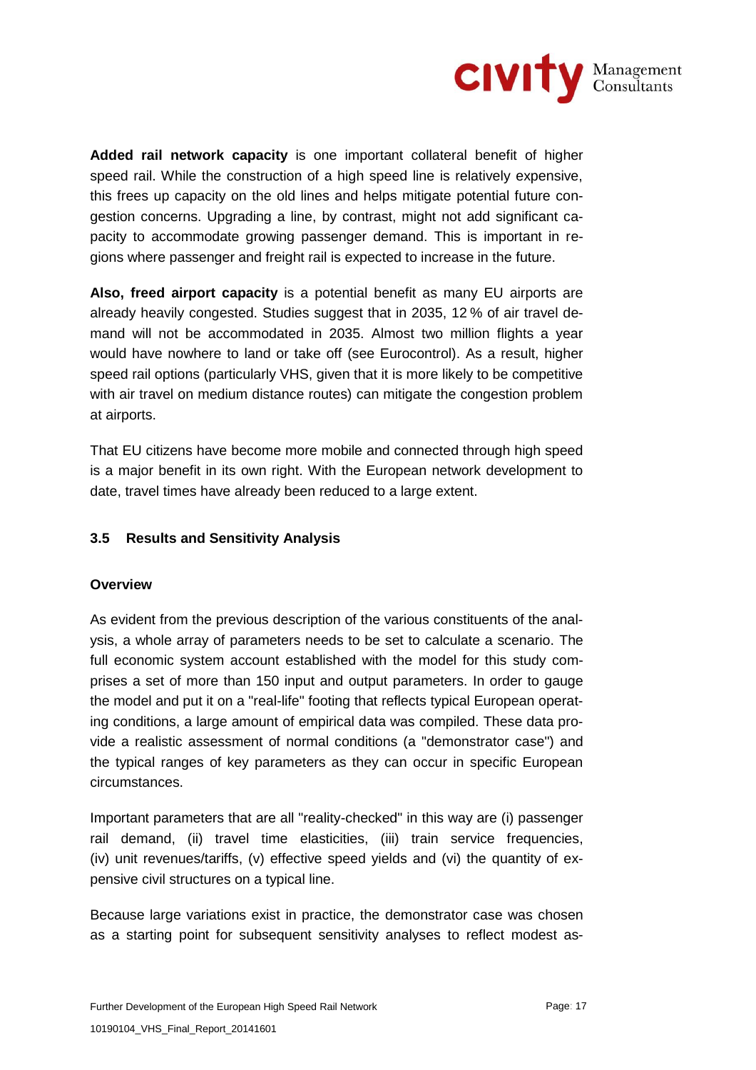**Added rail network capacity** is one important collateral benefit of higher speed rail. While the construction of a high speed line is relatively expensive, this frees up capacity on the old lines and helps mitigate potential future congestion concerns. Upgrading a line, by contrast, might not add significant capacity to accommodate growing passenger demand. This is important in regions where passenger and freight rail is expected to increase in the future.

**Also, freed airport capacity** is a potential benefit as many EU airports are already heavily congested. Studies suggest that in 2035, 12 % of air travel demand will not be accommodated in 2035. Almost two million flights a year would have nowhere to land or take off (see Eurocontrol). As a result, higher speed rail options (particularly VHS, given that it is more likely to be competitive with air travel on medium distance routes) can mitigate the congestion problem at airports.

That EU citizens have become more mobile and connected through high speed is a major benefit in its own right. With the European network development to date, travel times have already been reduced to a large extent.

### 3.5 Results and Sensitivity Analysis

**Overview**

As evident from the previous description of the various constituents of the analysis, a whole array of parameters needs to be set to calculate a scenario. The full economic system account established with the model for this study comprises a set of more than 150 input and output parameters. In order to gauge the model and put it on a "real-life" footing that reflects typical European operating conditions, a large amount of empirical data was compiled. These data provide a realistic assessment of normal conditions (a "demonstrator case") and the typical ranges of key parameters as they can occur in specific European circumstances.

Important parameters that are all "reality-checked" in this way are (i) passenger rail demand, (ii) travel time elasticities, (iii) train service frequencies, (iv) unit revenues/tariffs, (v) effective speed yields and (vi) the quantity of expensive civil structures on a typical line.

Because large variations exist in practice, the demonstrator case was chosen as a starting point for subsequent sensitivity analyses to reflect modest as-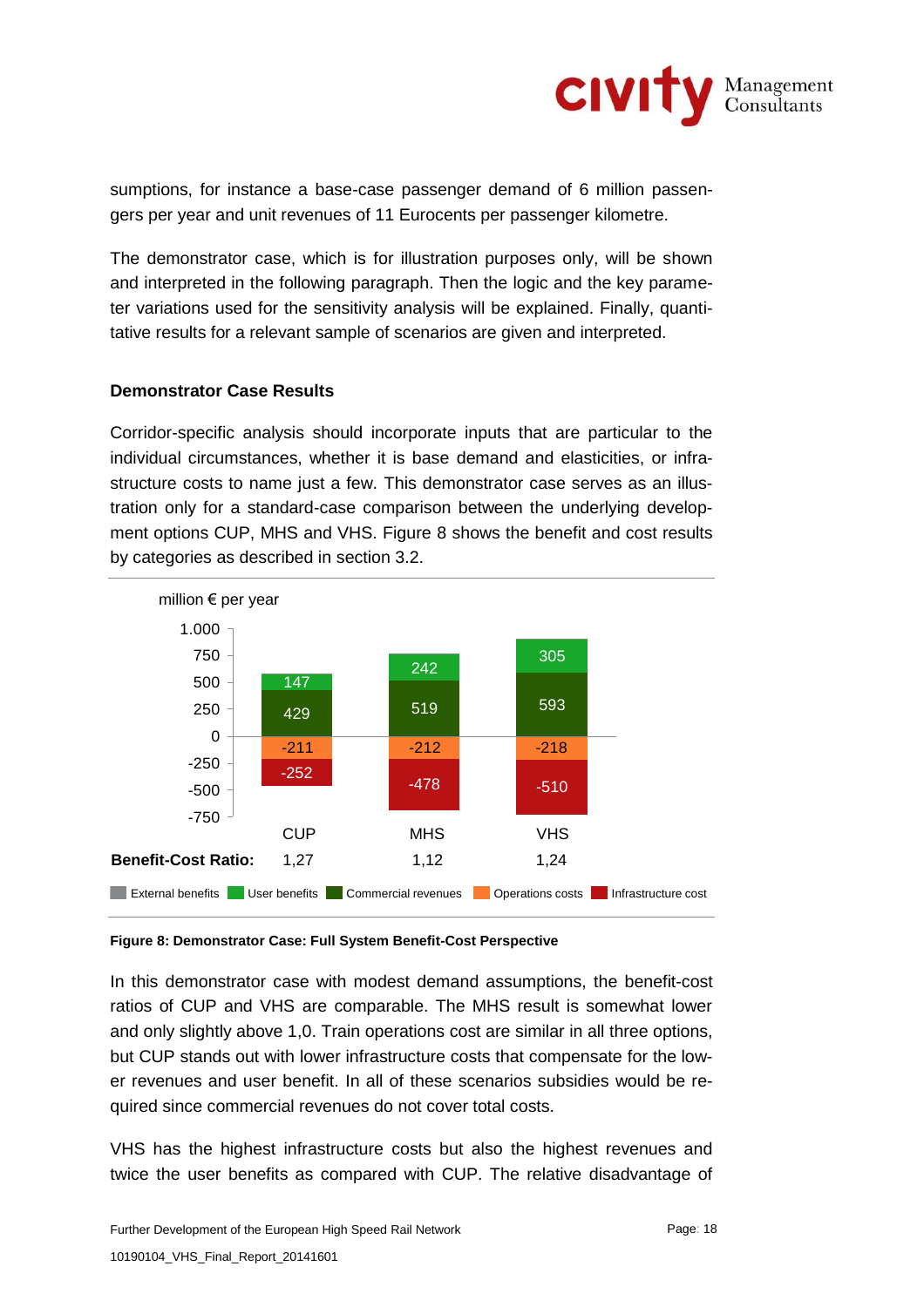sumptions, for instance a base-case passenger demand of 6 million passengers per year and unit revenues of 11 Eurocents per passenger kilometre.

The demonstrator case, which is for illustration purposes only, will be shown and interpreted in the following paragraph. Then the logic and the key parameter variations used for the sensitivity analysis will be explained. Finally, quantitative results for a relevant sample of scenarios are given and interpreted.

**Demonstrator Case Results**

Corridor-specific analysis should incorporate inputs that are particular to the individual circumstances, whether it is base demand and elasticities, or infrastructure costs to name just a few. This demonstrator case serves as an illustration only for a standard-case comparison between the underlying development options CUP, MHS and VHS. Figure 8 shows the benefit and cost results by categories as described in section 3.2.

million € per year

| | CUP | MHS | VHS |
|---|---|---|---|
| User benefits | 147 | 242 | 305 |
| Commercial revenues | 429 | 519 | 593 |
| Operations costs | -211 | -212 | -218 |
| Infrastructure cost | -252 | -478 | -510 |
| **Benefit-Cost Ratio:** | 1,27 | 1,12 | 1,24 |

Legend: External benefits, User benefits, Commercial revenues, Operations costs, Infrastructure cost

**Figure 8: Demonstrator Case: Full System Benefit-Cost Perspective**

In this demonstrator case with modest demand assumptions, the benefit-cost ratios of CUP and VHS are comparable. The MHS result is somewhat lower and only slightly above 1,0. Train operations cost are similar in all three options, but CUP stands out with lower infrastructure costs that compensate for the lower revenues and user benefit. In all of these scenarios subsidies would be required since commercial revenues do not cover total costs.

VHS has the highest infrastructure costs but also the highest revenues and twice the user benefits as compared with CUP. The relative disadvantage of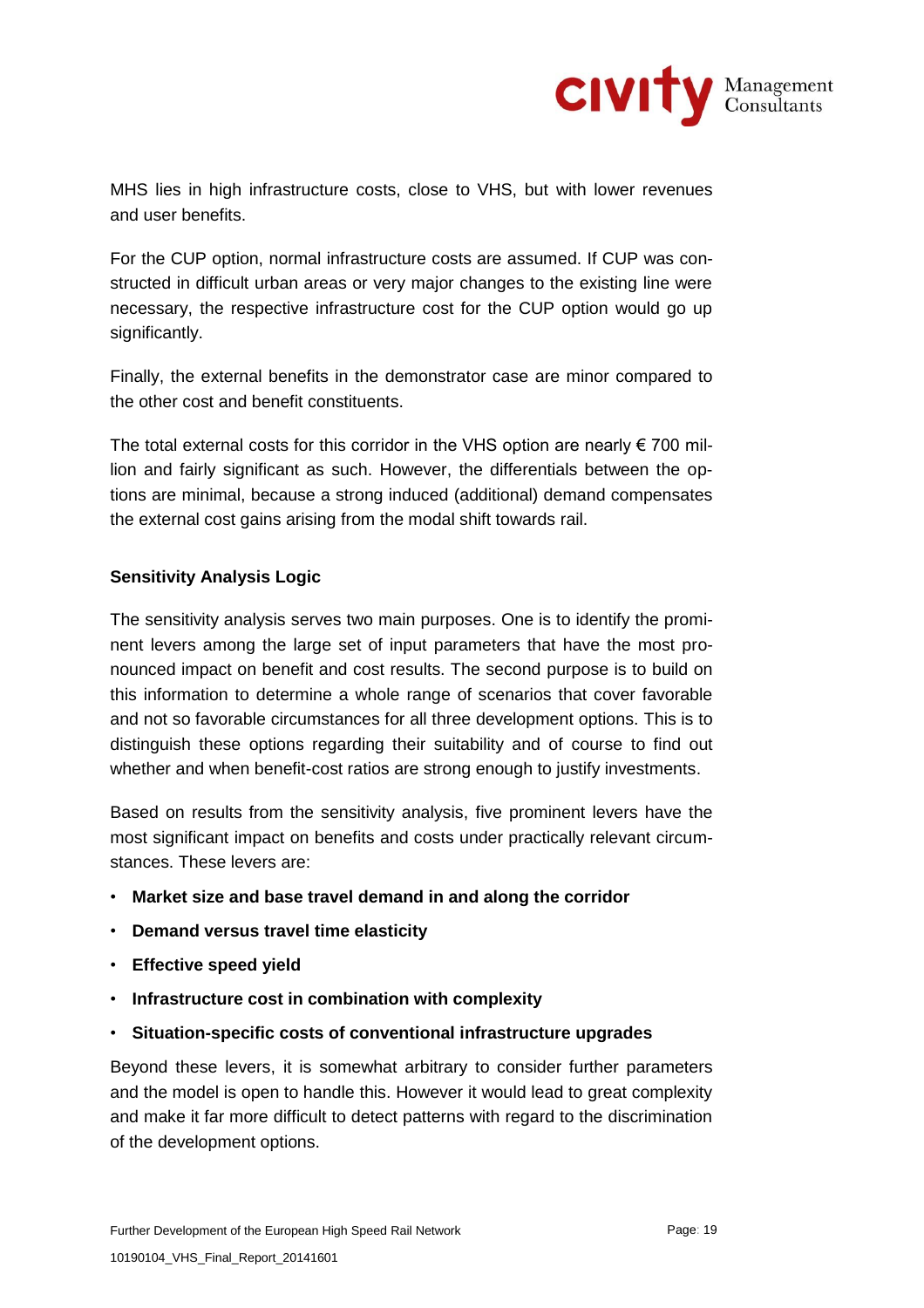MHS lies in high infrastructure costs, close to VHS, but with lower revenues and user benefits.

For the CUP option, normal infrastructure costs are assumed. If CUP was constructed in difficult urban areas or very major changes to the existing line were necessary, the respective infrastructure cost for the CUP option would go up significantly.

Finally, the external benefits in the demonstrator case are minor compared to the other cost and benefit constituents.

The total external costs for this corridor in the VHS option are nearly € 700 million and fairly significant as such. However, the differentials between the options are minimal, because a strong induced (additional) demand compensates the external cost gains arising from the modal shift towards rail.

**Sensitivity Analysis Logic**

The sensitivity analysis serves two main purposes. One is to identify the prominent levers among the large set of input parameters that have the most pronounced impact on benefit and cost results. The second purpose is to build on this information to determine a whole range of scenarios that cover favorable and not so favorable circumstances for all three development options. This is to distinguish these options regarding their suitability and of course to find out whether and when benefit-cost ratios are strong enough to justify investments.

Based on results from the sensitivity analysis, five prominent levers have the most significant impact on benefits and costs under practically relevant circumstances. These levers are:

- **Market size and base travel demand in and along the corridor**
- **Demand versus travel time elasticity**
- **Effective speed yield**
- **Infrastructure cost in combination with complexity**
- **Situation-specific costs of conventional infrastructure upgrades**

Beyond these levers, it is somewhat arbitrary to consider further parameters and the model is open to handle this. However it would lead to great complexity and make it far more difficult to detect patterns with regard to the discrimination of the development options.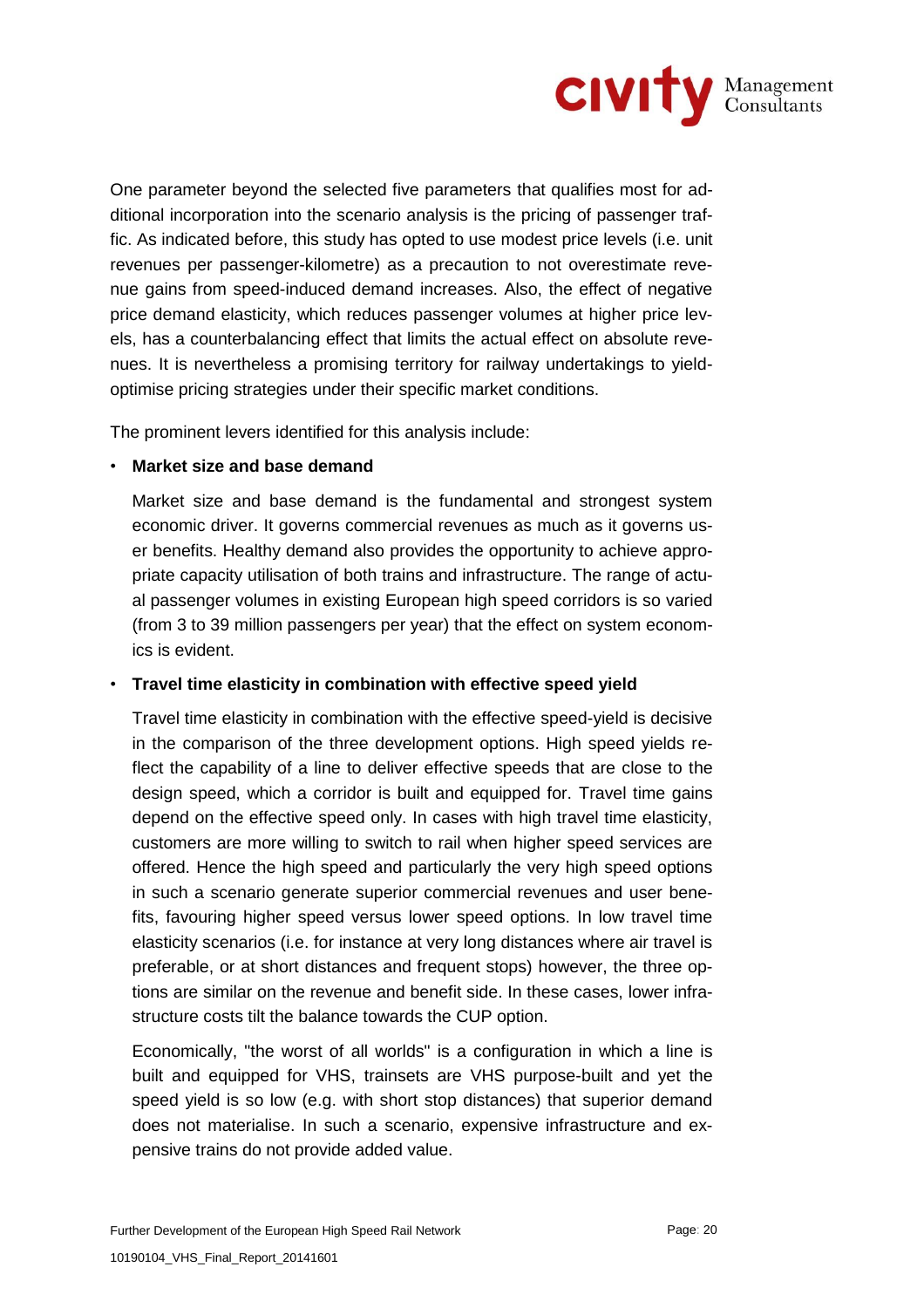One parameter beyond the selected five parameters that qualifies most for additional incorporation into the scenario analysis is the pricing of passenger traffic. As indicated before, this study has opted to use modest price levels (i.e. unit revenues per passenger-kilometre) as a precaution to not overestimate revenue gains from speed-induced demand increases. Also, the effect of negative price demand elasticity, which reduces passenger volumes at higher price levels, has a counterbalancing effect that limits the actual effect on absolute revenues. It is nevertheless a promising territory for railway undertakings to yield-optimise pricing strategies under their specific market conditions.

The prominent levers identified for this analysis include:

- **Market size and base demand**

  Market size and base demand is the fundamental and strongest system economic driver. It governs commercial revenues as much as it governs user benefits. Healthy demand also provides the opportunity to achieve appropriate capacity utilisation of both trains and infrastructure. The range of actual passenger volumes in existing European high speed corridors is so varied (from 3 to 39 million passengers per year) that the effect on system economics is evident.

- **Travel time elasticity in combination with effective speed yield**

  Travel time elasticity in combination with the effective speed-yield is decisive in the comparison of the three development options. High speed yields reflect the capability of a line to deliver effective speeds that are close to the design speed, which a corridor is built and equipped for. Travel time gains depend on the effective speed only. In cases with high travel time elasticity, customers are more willing to switch to rail when higher speed services are offered. Hence the high speed and particularly the very high speed options in such a scenario generate superior commercial revenues and user benefits, favouring higher speed versus lower speed options. In low travel time elasticity scenarios (i.e. for instance at very long distances where air travel is preferable, or at short distances and frequent stops) however, the three options are similar on the revenue and benefit side. In these cases, lower infrastructure costs tilt the balance towards the CUP option.

  Economically, "the worst of all worlds" is a configuration in which a line is built and equipped for VHS, trainsets are VHS purpose-built and yet the speed yield is so low (e.g. with short stop distances) that superior demand does not materialise. In such a scenario, expensive infrastructure and expensive trains do not provide added value.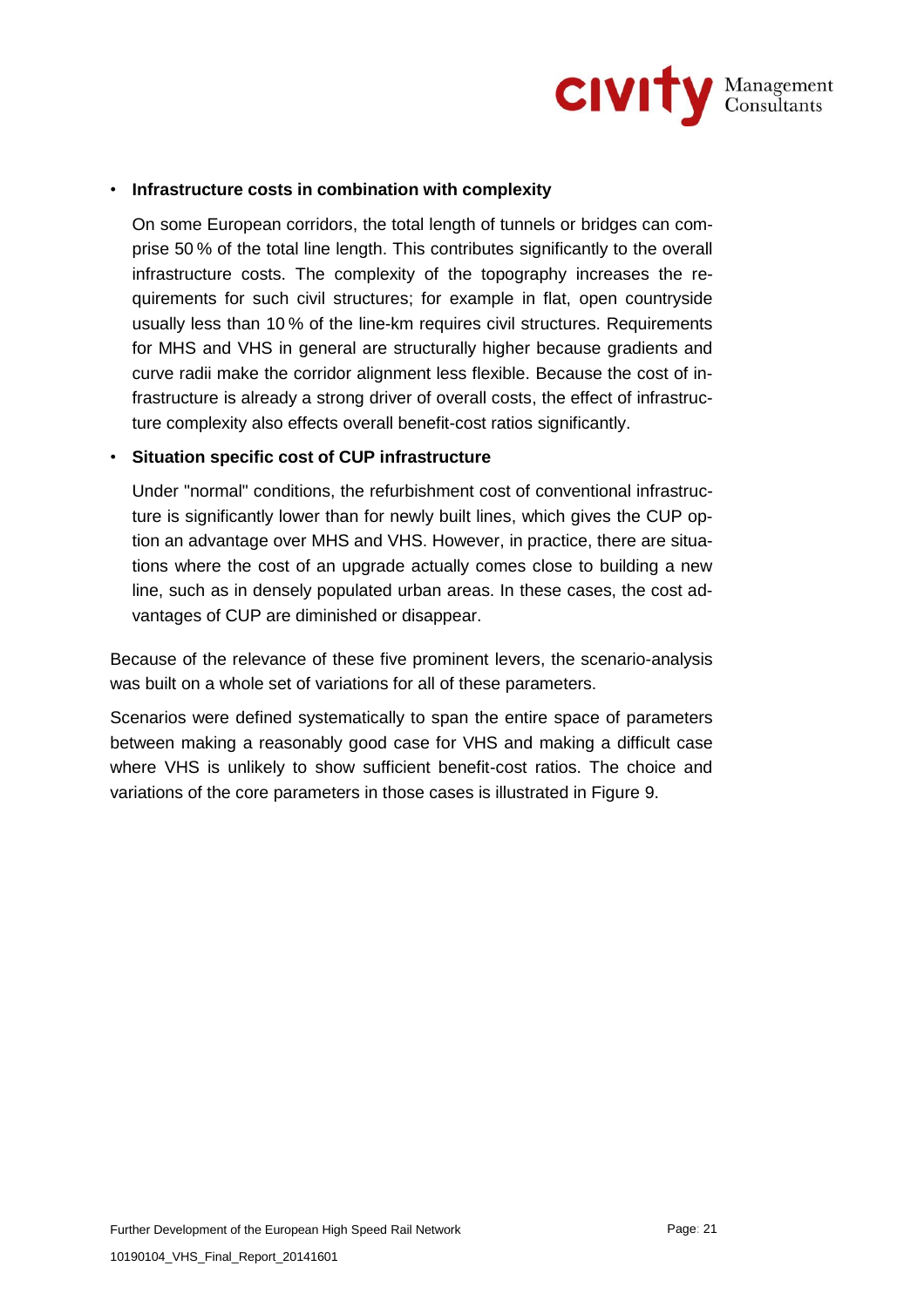- **Infrastructure costs in combination with complexity**

  On some European corridors, the total length of tunnels or bridges can comprise 50 % of the total line length. This contributes significantly to the overall infrastructure costs. The complexity of the topography increases the requirements for such civil structures; for example in flat, open countryside usually less than 10 % of the line-km requires civil structures. Requirements for MHS and VHS in general are structurally higher because gradients and curve radii make the corridor alignment less flexible. Because the cost of infrastructure is already a strong driver of overall costs, the effect of infrastructure complexity also effects overall benefit-cost ratios significantly.

- **Situation specific cost of CUP infrastructure**

  Under "normal" conditions, the refurbishment cost of conventional infrastructure is significantly lower than for newly built lines, which gives the CUP option an advantage over MHS and VHS. However, in practice, there are situations where the cost of an upgrade actually comes close to building a new line, such as in densely populated urban areas. In these cases, the cost advantages of CUP are diminished or disappear.

Because of the relevance of these five prominent levers, the scenario-analysis was built on a whole set of variations for all of these parameters.

Scenarios were defined systematically to span the entire space of parameters between making a reasonably good case for VHS and making a difficult case where VHS is unlikely to show sufficient benefit-cost ratios. The choice and variations of the core parameters in those cases is illustrated in Figure 9.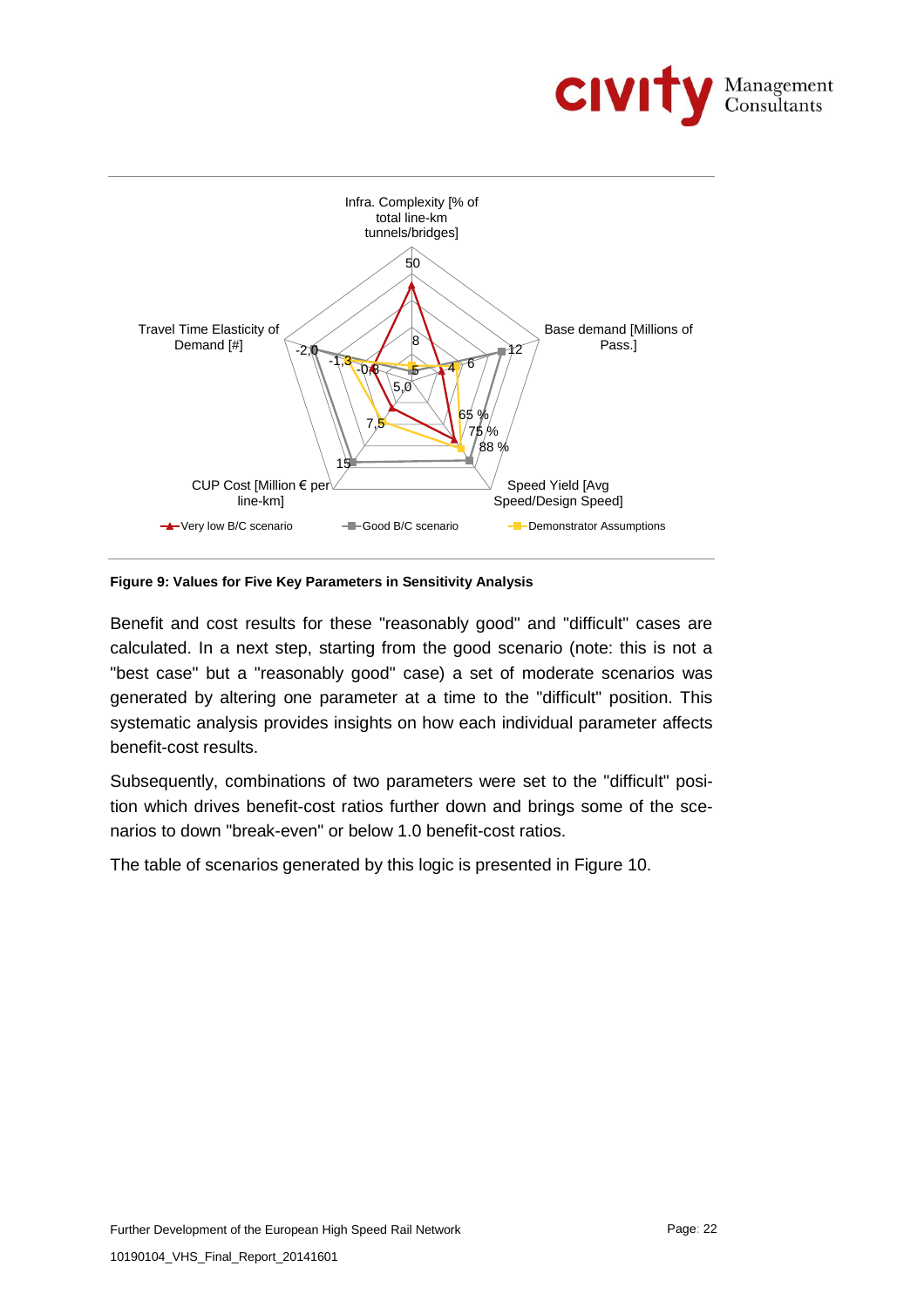Infra. Complexity [% of total line-km tunnels/bridges]

Base demand [Millions of Pass.]

Speed Yield [Avg Speed/Design Speed]

CUP Cost [Million € per line-km]

Travel Time Elasticity of Demand [#]

Very low B/C scenario — Good B/C scenario — Demonstrator Assumptions

**Figure 9: Values for Five Key Parameters in Sensitivity Analysis**

Benefit and cost results for these "reasonably good" and "difficult" cases are calculated. In a next step, starting from the good scenario (note: this is not a "best case" but a "reasonably good" case) a set of moderate scenarios was generated by altering one parameter at a time to the "difficult" position. This systematic analysis provides insights on how each individual parameter affects benefit-cost results.

Subsequently, combinations of two parameters were set to the "difficult" position which drives benefit-cost ratios further down and brings some of the scenarios to down "break-even" or below 1.0 benefit-cost ratios.

The table of scenarios generated by this logic is presented in Figure 10.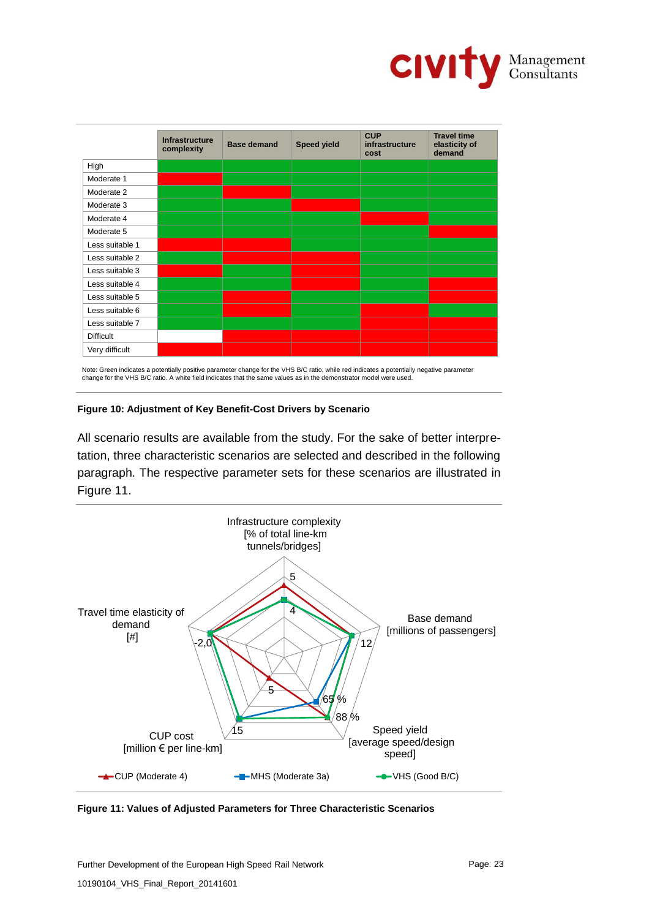| | Infrastructure complexity | Base demand | Speed yield | CUP infrastructure cost | Travel time elasticity of demand |
|---|---|---|---|---|---|
| High | Green | Green | Green | Green | Green |
| Moderate 1 | Red | Green | Green | Green | Green |
| Moderate 2 | Green | Red | Green | Green | Green |
| Moderate 3 | Green | Green | Red | Green | Green |
| Moderate 4 | Green | Green | Green | Red | Green |
| Moderate 5 | Green | Green | Green | Green | Red |
| Less suitable 1 | Red | Red | Green | Green | Green |
| Less suitable 2 | Green | Red | Red | Green | Green |
| Less suitable 3 | Red | Green | Red | Green | Green |
| Less suitable 4 | Green | Green | Red | Green | Red |
| Less suitable 5 | Green | Red | Green | Green | Red |
| Less suitable 6 | Green | Red | Green | Red | Green |
| Less suitable 7 | Green | Green | Green | Red | Red |
| Difficult | White | Red | Red | Red | Red |
| Very difficult | Red | Red | Red | Red | Red |

Note: Green indicates a potentially positive parameter change for the VHS B/C ratio, while red indicates a potentially negative parameter change for the VHS B/C ratio. A white field indicates that the same values as in the demonstrator model were used.

**Figure 10: Adjustment of Key Benefit-Cost Drivers by Scenario**

All scenario results are available from the study. For the sake of better interpretation, three characteristic scenarios are selected and described in the following paragraph. The respective parameter sets for these scenarios are illustrated in Figure 11.

**Figure 11: Values of Adjusted Parameters for Three Characteristic Scenarios**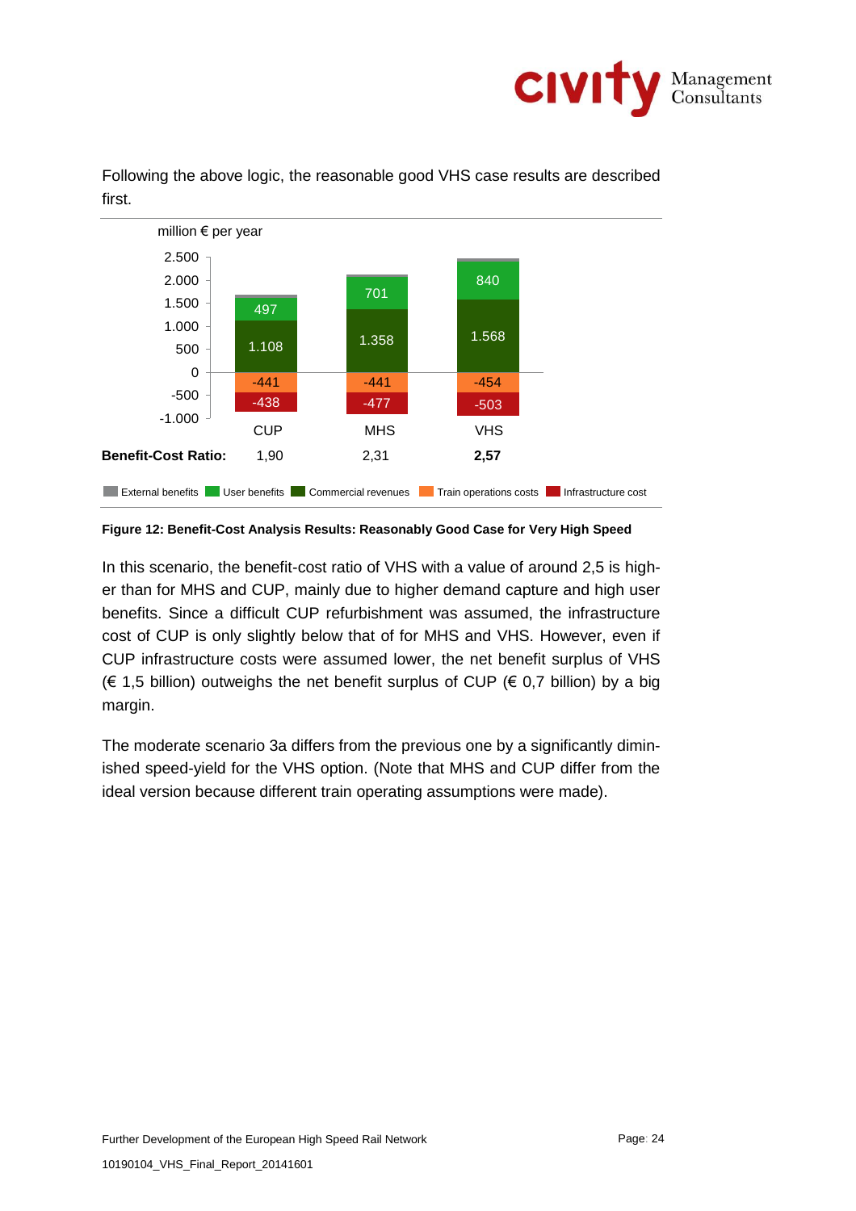Following the above logic, the reasonable good VHS case results are described first.

| million € per year | CUP | MHS | VHS |
|---|---|---|---|
| User benefits | 497 | 701 | 840 |
| Commercial revenues | 1.108 | 1.358 | 1.568 |
| Train operations costs | -441 | -441 | -454 |
| Infrastructure cost | -438 | -477 | -503 |
| **Benefit-Cost Ratio:** | 1,90 | 2,31 | **2,57** |

**Figure 12: Benefit-Cost Analysis Results: Reasonably Good Case for Very High Speed**

In this scenario, the benefit-cost ratio of VHS with a value of around 2,5 is higher than for MHS and CUP, mainly due to higher demand capture and high user benefits. Since a difficult CUP refurbishment was assumed, the infrastructure cost of CUP is only slightly below that of for MHS and VHS. However, even if CUP infrastructure costs were assumed lower, the net benefit surplus of VHS (€ 1,5 billion) outweighs the net benefit surplus of CUP (€ 0,7 billion) by a big margin.

The moderate scenario 3a differs from the previous one by a significantly diminished speed-yield for the VHS option. (Note that MHS and CUP differ from the ideal version because different train operating assumptions were made).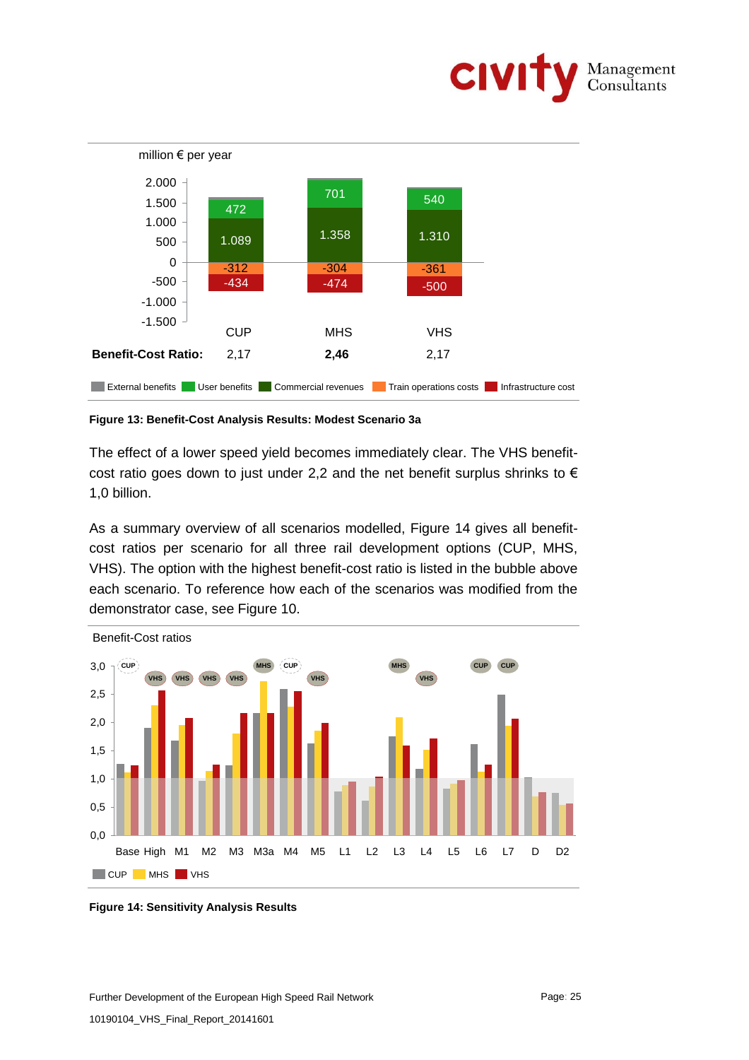million € per year

| | CUP | MHS | VHS |
|---|---|---|---|
| External benefits | | | |
| User benefits | 472 | 701 | 540 |
| Commercial revenues | 1.089 | 1.358 | 1.310 |
| Train operations costs | -312 | -304 | -361 |
| Infrastructure cost | -434 | -474 | -500 |
| **Benefit-Cost Ratio:** | 2,17 | **2,46** | 2,17 |

**Figure 13: Benefit-Cost Analysis Results: Modest Scenario 3a**

The effect of a lower speed yield becomes immediately clear. The VHS benefit-cost ratio goes down to just under 2,2 and the net benefit surplus shrinks to € 1,0 billion.

As a summary overview of all scenarios modelled, Figure 14 gives all benefit-cost ratios per scenario for all three rail development options (CUP, MHS, VHS). The option with the highest benefit-cost ratio is listed in the bubble above each scenario. To reference how each of the scenarios was modified from the demonstrator case, see Figure 10.

Benefit-Cost ratios

| Scenario | Base | High | M1 | M2 | M3 | M3a | M4 | M5 | L1 | L2 | L3 | L4 | L5 | L6 | L7 | D | D2 |
|---|---|---|---|---|---|---|---|---|---|---|---|---|---|---|---|---|---|
| Highest | CUP | VHS | VHS | VHS | VHS | MHS | CUP | VHS | | | MHS | VHS | | CUP | CUP | | |

CUP · MHS · VHS

**Figure 14: Sensitivity Analysis Results**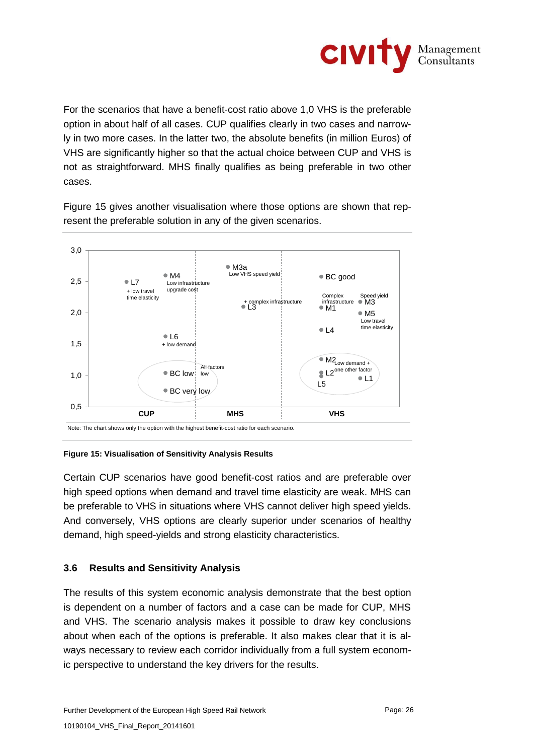For the scenarios that have a benefit-cost ratio above 1,0 VHS is the preferable option in about half of all cases. CUP qualifies clearly in two cases and narrowly in two more cases. In the latter two, the absolute benefits (in million Euros) of VHS are significantly higher so that the actual choice between CUP and VHS is not as straightforward. MHS finally qualifies as being preferable in two other cases.

Figure 15 gives another visualisation where those options are shown that represent the preferable solution in any of the given scenarios.

Note: The chart shows only the option with the highest benefit-cost ratio for each scenario.

**Figure 15: Visualisation of Sensitivity Analysis Results**

Certain CUP scenarios have good benefit-cost ratios and are preferable over high speed options when demand and travel time elasticity are weak. MHS can be preferable to VHS in situations where VHS cannot deliver high speed yields. And conversely, VHS options are clearly superior under scenarios of healthy demand, high speed-yields and strong elasticity characteristics.

### 3.6 Results and Sensitivity Analysis

The results of this system economic analysis demonstrate that the best option is dependent on a number of factors and a case can be made for CUP, MHS and VHS. The scenario analysis makes it possible to draw key conclusions about when each of the options is preferable. It also makes clear that it is always necessary to review each corridor individually from a full system economic perspective to understand the key drivers for the results.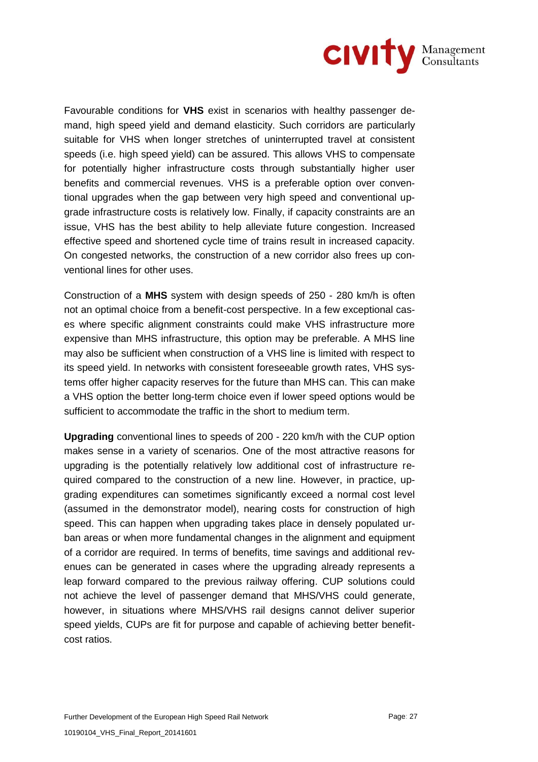Favourable conditions for **VHS** exist in scenarios with healthy passenger demand, high speed yield and demand elasticity. Such corridors are particularly suitable for VHS when longer stretches of uninterrupted travel at consistent speeds (i.e. high speed yield) can be assured. This allows VHS to compensate for potentially higher infrastructure costs through substantially higher user benefits and commercial revenues. VHS is a preferable option over conventional upgrades when the gap between very high speed and conventional upgrade infrastructure costs is relatively low. Finally, if capacity constraints are an issue, VHS has the best ability to help alleviate future congestion. Increased effective speed and shortened cycle time of trains result in increased capacity. On congested networks, the construction of a new corridor also frees up conventional lines for other uses.

Construction of a **MHS** system with design speeds of 250 - 280 km/h is often not an optimal choice from a benefit-cost perspective. In a few exceptional cases where specific alignment constraints could make VHS infrastructure more expensive than MHS infrastructure, this option may be preferable. A MHS line may also be sufficient when construction of a VHS line is limited with respect to its speed yield. In networks with consistent foreseeable growth rates, VHS systems offer higher capacity reserves for the future than MHS can. This can make a VHS option the better long-term choice even if lower speed options would be sufficient to accommodate the traffic in the short to medium term.

**Upgrading** conventional lines to speeds of 200 - 220 km/h with the CUP option makes sense in a variety of scenarios. One of the most attractive reasons for upgrading is the potentially relatively low additional cost of infrastructure required compared to the construction of a new line. However, in practice, upgrading expenditures can sometimes significantly exceed a normal cost level (assumed in the demonstrator model), nearing costs for construction of high speed. This can happen when upgrading takes place in densely populated urban areas or when more fundamental changes in the alignment and equipment of a corridor are required. In terms of benefits, time savings and additional revenues can be generated in cases where the upgrading already represents a leap forward compared to the previous railway offering. CUP solutions could not achieve the level of passenger demand that MHS/VHS could generate, however, in situations where MHS/VHS rail designs cannot deliver superior speed yields, CUPs are fit for purpose and capable of achieving better benefit-cost ratios.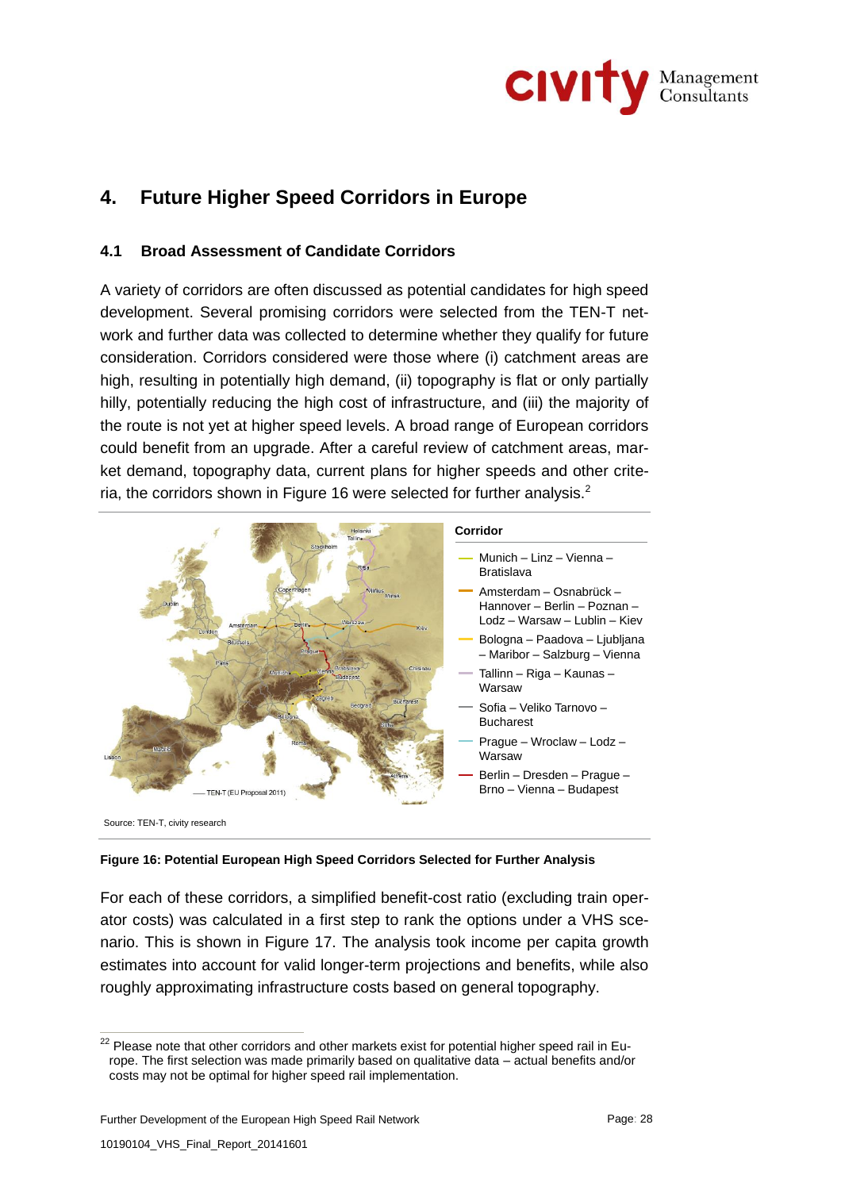# 4. Future Higher Speed Corridors in Europe

## 4.1 Broad Assessment of Candidate Corridors

A variety of corridors are often discussed as potential candidates for high speed development. Several promising corridors were selected from the TEN-T network and further data was collected to determine whether they qualify for future consideration. Corridors considered were those where (i) catchment areas are high, resulting in potentially high demand, (ii) topography is flat or only partially hilly, potentially reducing the high cost of infrastructure, and (iii) the majority of the route is not yet at higher speed levels. A broad range of European corridors could benefit from an upgrade. After a careful review of catchment areas, market demand, topography data, current plans for higher speeds and other criteria, the corridors shown in Figure 16 were selected for further analysis.[22]

**Corridor**

- Munich – Linz – Vienna – Bratislava
- Amsterdam – Osnabrück – Hannover – Berlin – Poznan – Lodz – Warsaw – Lublin – Kiev
- Bologna – Paadova – Ljubljana – Maribor – Salzburg – Vienna
- Tallinn – Riga – Kaunas – Warsaw
- Sofia – Veliko Tarnovo – Bucharest
- Prague – Wroclaw – Lodz – Warsaw
- Berlin – Dresden – Prague – Brno – Vienna – Budapest

Source: TEN-T, civity research

**Figure 16: Potential European High Speed Corridors Selected for Further Analysis**

For each of these corridors, a simplified benefit-cost ratio (excluding train operator costs) was calculated in a first step to rank the options under a VHS scenario. This is shown in Figure 17. The analysis took income per capita growth estimates into account for valid longer-term projections and benefits, while also roughly approximating infrastructure costs based on general topography.

[22] Please note that other corridors and other markets exist for potential higher speed rail in Europe. The first selection was made primarily based on qualitative data – actual benefits and/or costs may not be optimal for higher speed rail implementation.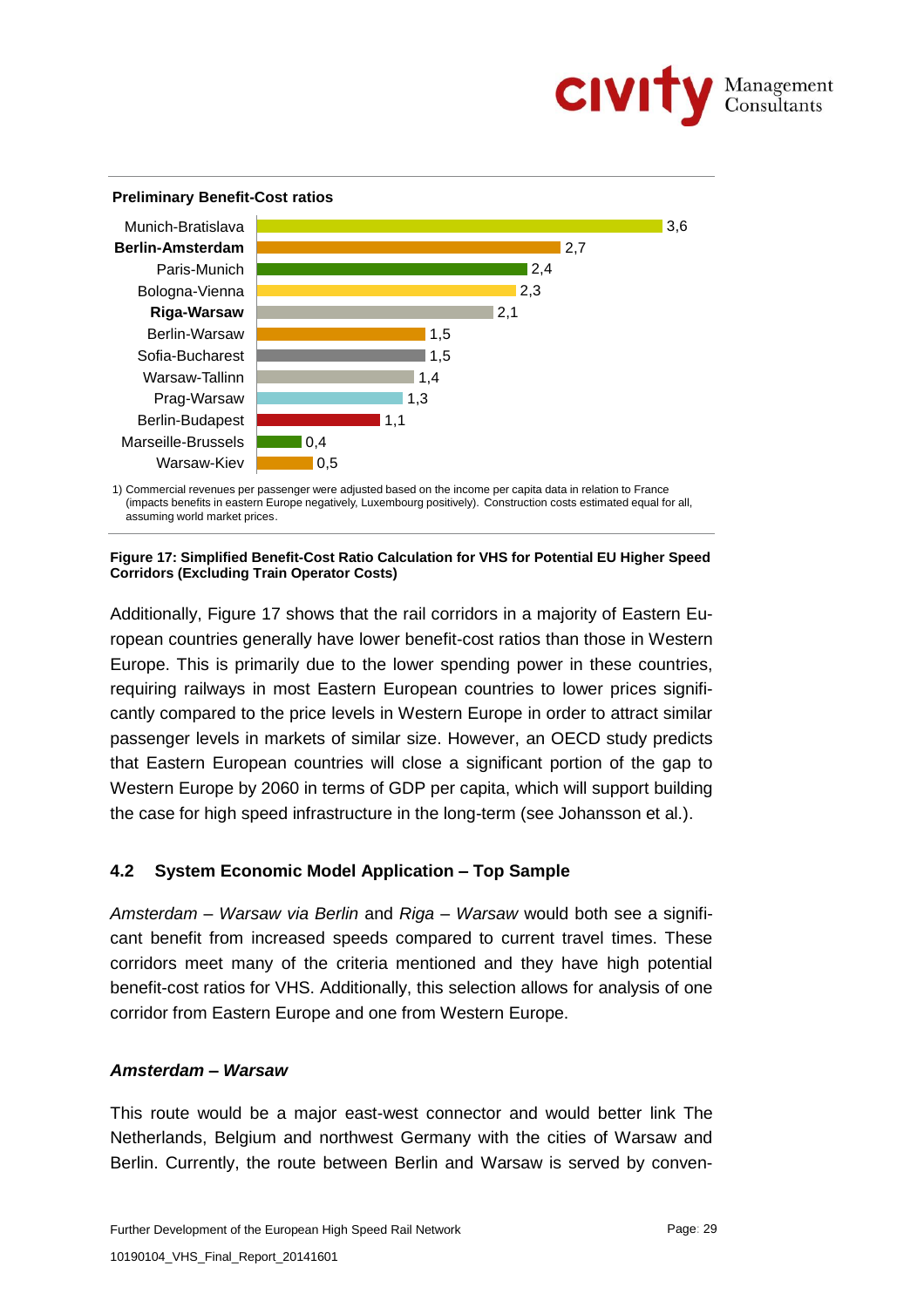**Preliminary Benefit-Cost ratios**

| Corridor | Benefit-Cost ratio |
|---|---|
| Munich-Bratislava | 3,6 |
| **Berlin-Amsterdam** | 2,7 |
| Paris-Munich | 2,4 |
| Bologna-Vienna | 2,3 |
| **Riga-Warsaw** | 2,1 |
| Berlin-Warsaw | 1,5 |
| Sofia-Bucharest | 1,5 |
| Warsaw-Tallinn | 1,4 |
| Prag-Warsaw | 1,3 |
| Berlin-Budapest | 1,1 |
| Marseille-Brussels | 0,4 |
| Warsaw-Kiev | 0,5 |

1) Commercial revenues per passenger were adjusted based on the income per capita data in relation to France (impacts benefits in eastern Europe negatively, Luxembourg positively). Construction costs estimated equal for all, assuming world market prices.

**Figure 17: Simplified Benefit-Cost Ratio Calculation for VHS for Potential EU Higher Speed Corridors (Excluding Train Operator Costs)**

Additionally, Figure 17 shows that the rail corridors in a majority of Eastern European countries generally have lower benefit-cost ratios than those in Western Europe. This is primarily due to the lower spending power in these countries, requiring railways in most Eastern European countries to lower prices significantly compared to the price levels in Western Europe in order to attract similar passenger levels in markets of similar size. However, an OECD study predicts that Eastern European countries will close a significant portion of the gap to Western Europe by 2060 in terms of GDP per capita, which will support building the case for high speed infrastructure in the long-term (see Johansson et al.).

## 4.2 System Economic Model Application – Top Sample

*Amsterdam – Warsaw via Berlin* and *Riga – Warsaw* would both see a significant benefit from increased speeds compared to current travel times. These corridors meet many of the criteria mentioned and they have high potential benefit-cost ratios for VHS. Additionally, this selection allows for analysis of one corridor from Eastern Europe and one from Western Europe.

### *Amsterdam – Warsaw*

This route would be a major east-west connector and would better link The Netherlands, Belgium and northwest Germany with the cities of Warsaw and Berlin. Currently, the route between Berlin and Warsaw is served by conven-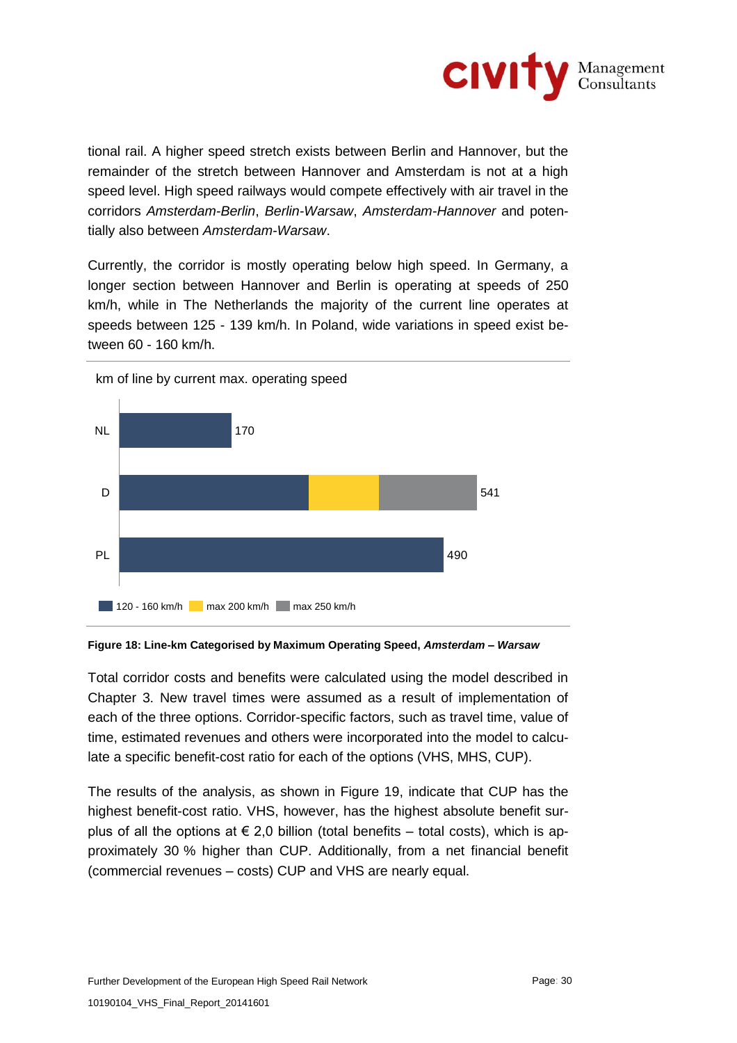tional rail. A higher speed stretch exists between Berlin and Hannover, but the remainder of the stretch between Hannover and Amsterdam is not at a high speed level. High speed railways would compete effectively with air travel in the corridors *Amsterdam-Berlin*, *Berlin-Warsaw*, *Amsterdam-Hannover* and potentially also between *Amsterdam-Warsaw*.

Currently, the corridor is mostly operating below high speed. In Germany, a longer section between Hannover and Berlin is operating at speeds of 250 km/h, while in The Netherlands the majority of the current line operates at speeds between 125 - 139 km/h. In Poland, wide variations in speed exist between 60 - 160 km/h.

km of line by current max. operating speed

| | Total |
|---|---|
| NL | 170 |
| D | 541 |
| PL | 490 |

Legend: 120 - 160 km/h; max 200 km/h; max 250 km/h

**Figure 18: Line-km Categorised by Maximum Operating Speed, *Amsterdam – Warsaw***

Total corridor costs and benefits were calculated using the model described in Chapter 3. New travel times were assumed as a result of implementation of each of the three options. Corridor-specific factors, such as travel time, value of time, estimated revenues and others were incorporated into the model to calculate a specific benefit-cost ratio for each of the options (VHS, MHS, CUP).

The results of the analysis, as shown in Figure 19, indicate that CUP has the highest benefit-cost ratio. VHS, however, has the highest absolute benefit surplus of all the options at € 2,0 billion (total benefits – total costs), which is approximately 30 % higher than CUP. Additionally, from a net financial benefit (commercial revenues – costs) CUP and VHS are nearly equal.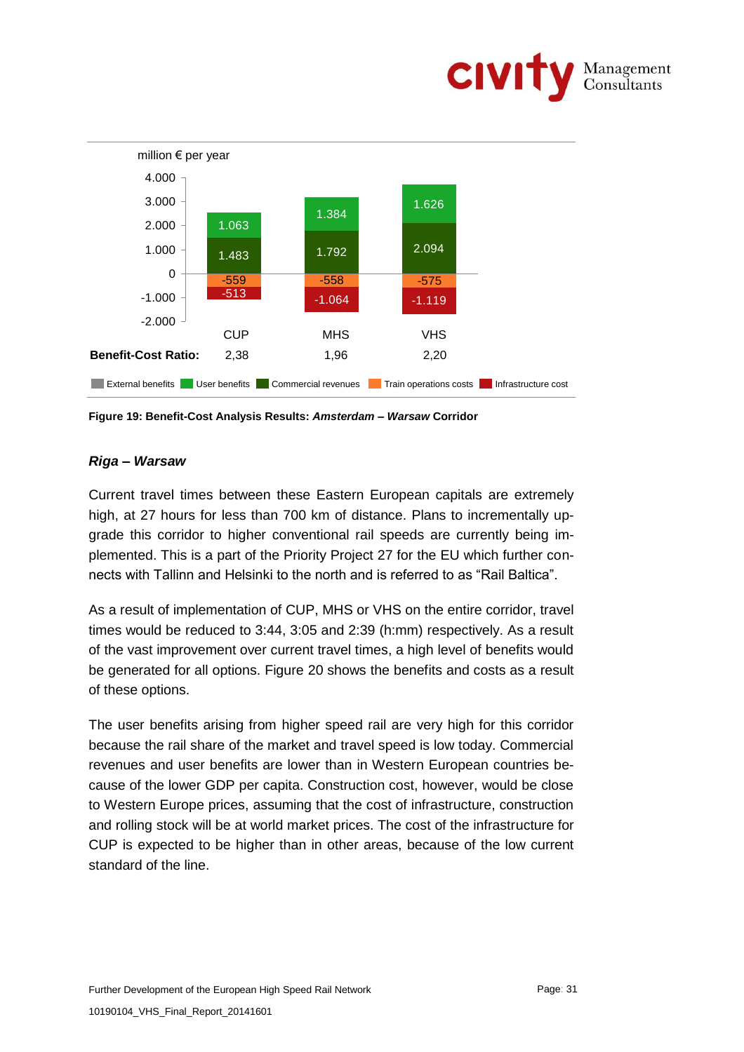million € per year

| | CUP | MHS | VHS |
|---|---|---|---|
| User benefits | 1.063 | 1.384 | 1.626 |
| Commercial revenues | 1.483 | 1.792 | 2.094 |
| Train operations costs | -559 | -558 | -575 |
| Infrastructure cost | -513 | -1.064 | -1.119 |
| **Benefit-Cost Ratio:** | 2,38 | 1,96 | 2,20 |

External benefits | User benefits | Commercial revenues | Train operations costs | Infrastructure cost

**Figure 19: Benefit-Cost Analysis Results: *Amsterdam – Warsaw* Corridor**

### *Riga – Warsaw*

Current travel times between these Eastern European capitals are extremely high, at 27 hours for less than 700 km of distance. Plans to incrementally upgrade this corridor to higher conventional rail speeds are currently being implemented. This is a part of the Priority Project 27 for the EU which further connects with Tallinn and Helsinki to the north and is referred to as "Rail Baltica".

As a result of implementation of CUP, MHS or VHS on the entire corridor, travel times would be reduced to 3:44, 3:05 and 2:39 (h:mm) respectively. As a result of the vast improvement over current travel times, a high level of benefits would be generated for all options. Figure 20 shows the benefits and costs as a result of these options.

The user benefits arising from higher speed rail are very high for this corridor because the rail share of the market and travel speed is low today. Commercial revenues and user benefits are lower than in Western European countries because of the lower GDP per capita. Construction cost, however, would be close to Western Europe prices, assuming that the cost of infrastructure, construction and rolling stock will be at world market prices. The cost of the infrastructure for CUP is expected to be higher than in other areas, because of the low current standard of the line.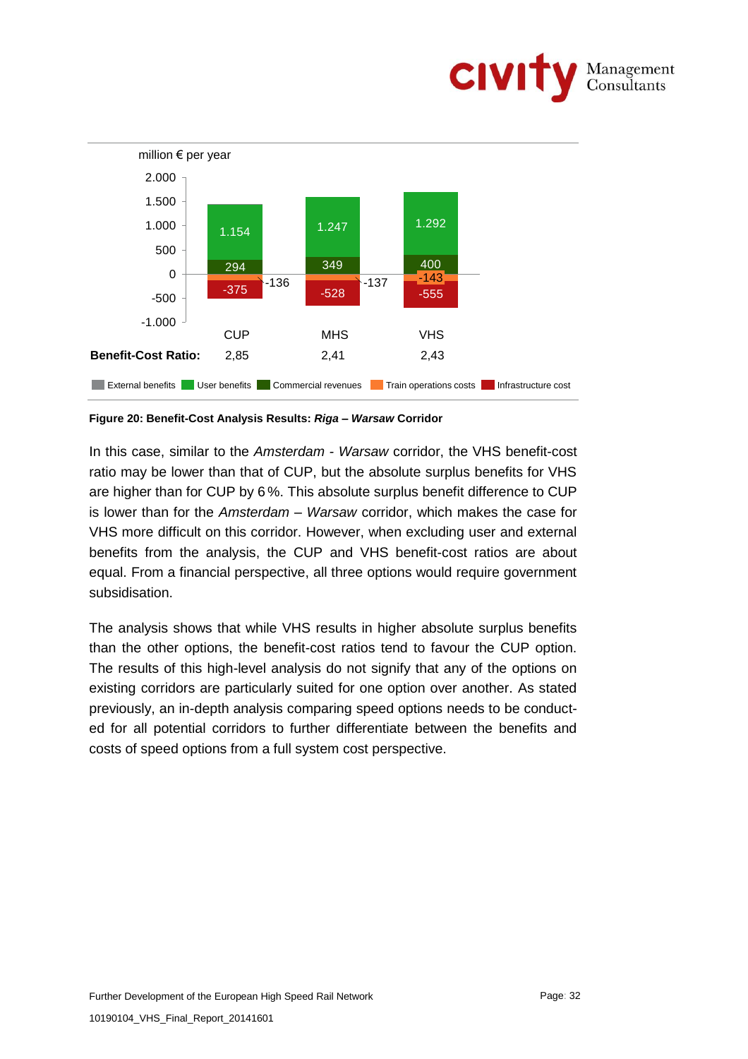**Figure 20: Benefit-Cost Analysis Results: *Riga – Warsaw* Corridor**

In this case, similar to the *Amsterdam - Warsaw* corridor, the VHS benefit-cost ratio may be lower than that of CUP, but the absolute surplus benefits for VHS are higher than for CUP by 6 %. This absolute surplus benefit difference to CUP is lower than for the *Amsterdam – Warsaw* corridor, which makes the case for VHS more difficult on this corridor. However, when excluding user and external benefits from the analysis, the CUP and VHS benefit-cost ratios are about equal. From a financial perspective, all three options would require government subsidisation.

The analysis shows that while VHS results in higher absolute surplus benefits than the other options, the benefit-cost ratios tend to favour the CUP option. The results of this high-level analysis do not signify that any of the options on existing corridors are particularly suited for one option over another. As stated previously, an in-depth analysis comparing speed options needs to be conducted for all potential corridors to further differentiate between the benefits and costs of speed options from a full system cost perspective.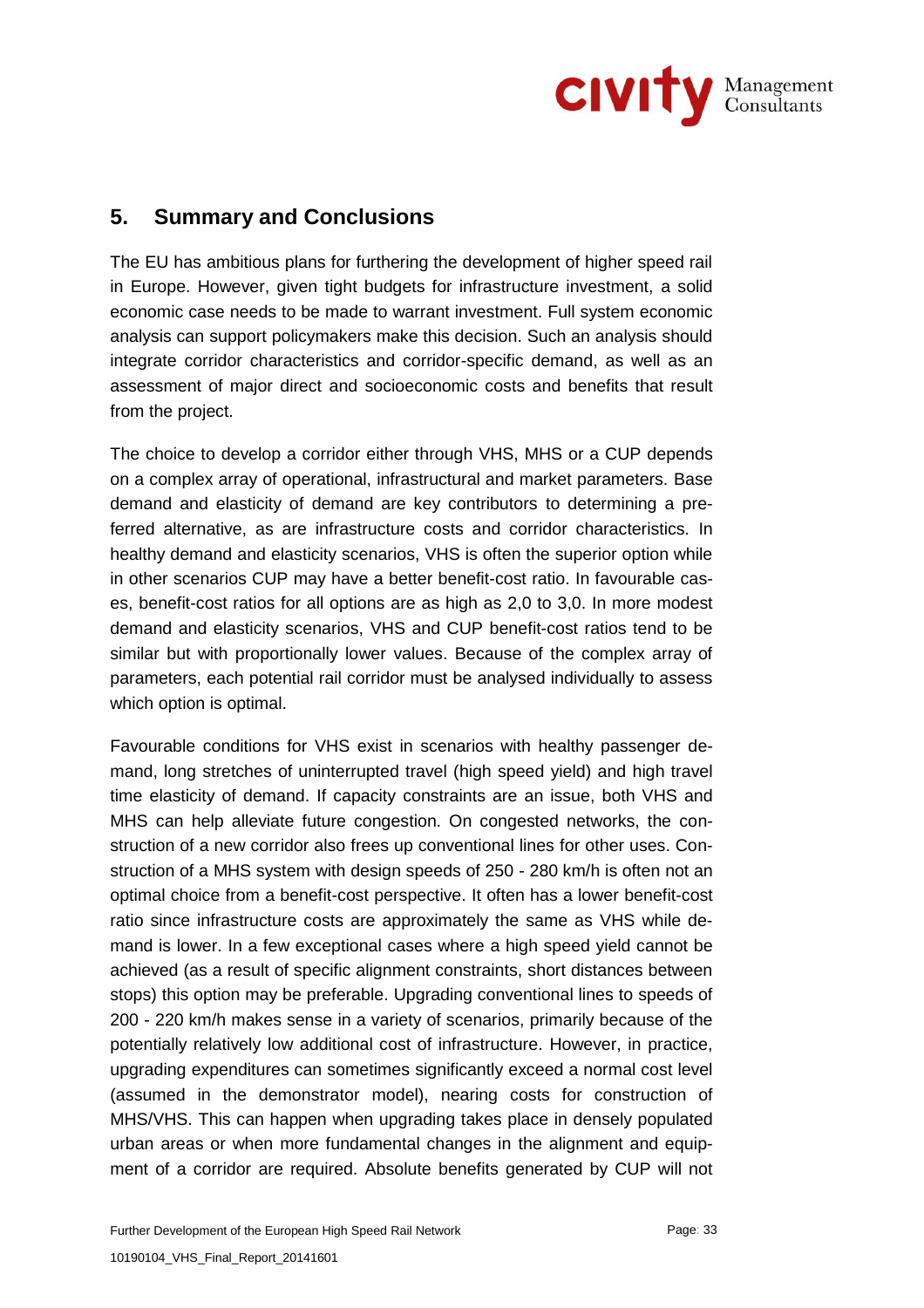## 5. Summary and Conclusions

The EU has ambitious plans for furthering the development of higher speed rail in Europe. However, given tight budgets for infrastructure investment, a solid economic case needs to be made to warrant investment. Full system economic analysis can support policymakers make this decision. Such an analysis should integrate corridor characteristics and corridor-specific demand, as well as an assessment of major direct and socioeconomic costs and benefits that result from the project.

The choice to develop a corridor either through VHS, MHS or a CUP depends on a complex array of operational, infrastructural and market parameters. Base demand and elasticity of demand are key contributors to determining a preferred alternative, as are infrastructure costs and corridor characteristics. In healthy demand and elasticity scenarios, VHS is often the superior option while in other scenarios CUP may have a better benefit-cost ratio. In favourable cases, benefit-cost ratios for all options are as high as 2,0 to 3,0. In more modest demand and elasticity scenarios, VHS and CUP benefit-cost ratios tend to be similar but with proportionally lower values. Because of the complex array of parameters, each potential rail corridor must be analysed individually to assess which option is optimal.

Favourable conditions for VHS exist in scenarios with healthy passenger demand, long stretches of uninterrupted travel (high speed yield) and high travel time elasticity of demand. If capacity constraints are an issue, both VHS and MHS can help alleviate future congestion. On congested networks, the construction of a new corridor also frees up conventional lines for other uses. Construction of a MHS system with design speeds of 250 - 280 km/h is often not an optimal choice from a benefit-cost perspective. It often has a lower benefit-cost ratio since infrastructure costs are approximately the same as VHS while demand is lower. In a few exceptional cases where a high speed yield cannot be achieved (as a result of specific alignment constraints, short distances between stops) this option may be preferable. Upgrading conventional lines to speeds of 200 - 220 km/h makes sense in a variety of scenarios, primarily because of the potentially relatively low additional cost of infrastructure. However, in practice, upgrading expenditures can sometimes significantly exceed a normal cost level (assumed in the demonstrator model), nearing costs for construction of MHS/VHS. This can happen when upgrading takes place in densely populated urban areas or when more fundamental changes in the alignment and equipment of a corridor are required. Absolute benefits generated by CUP will not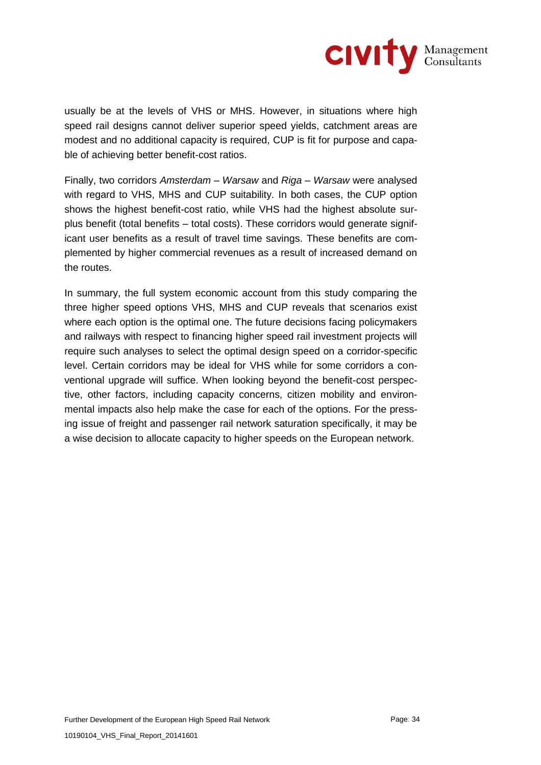usually be at the levels of VHS or MHS. However, in situations where high speed rail designs cannot deliver superior speed yields, catchment areas are modest and no additional capacity is required, CUP is fit for purpose and capable of achieving better benefit-cost ratios.

Finally, two corridors *Amsterdam – Warsaw* and *Riga – Warsaw* were analysed with regard to VHS, MHS and CUP suitability. In both cases, the CUP option shows the highest benefit-cost ratio, while VHS had the highest absolute surplus benefit (total benefits – total costs). These corridors would generate significant user benefits as a result of travel time savings. These benefits are complemented by higher commercial revenues as a result of increased demand on the routes.

In summary, the full system economic account from this study comparing the three higher speed options VHS, MHS and CUP reveals that scenarios exist where each option is the optimal one. The future decisions facing policymakers and railways with respect to financing higher speed rail investment projects will require such analyses to select the optimal design speed on a corridor-specific level. Certain corridors may be ideal for VHS while for some corridors a conventional upgrade will suffice. When looking beyond the benefit-cost perspective, other factors, including capacity concerns, citizen mobility and environmental impacts also help make the case for each of the options. For the pressing issue of freight and passenger rail network saturation specifically, it may be a wise decision to allocate capacity to higher speeds on the European network.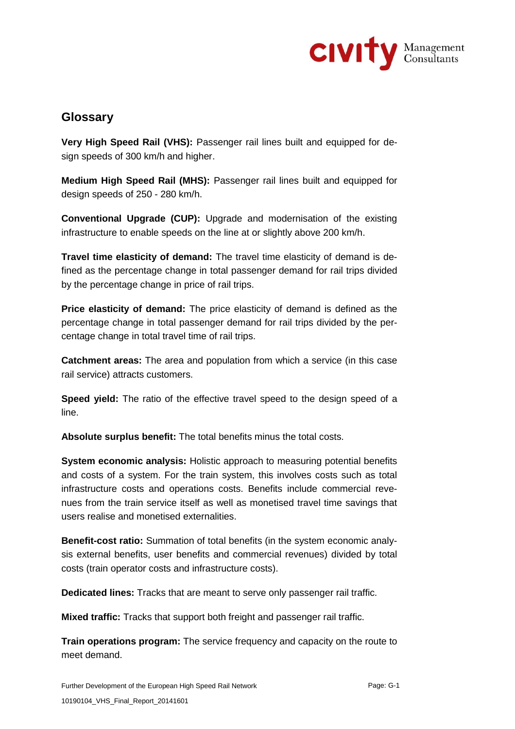## Glossary

**Very High Speed Rail (VHS):** Passenger rail lines built and equipped for design speeds of 300 km/h and higher.

**Medium High Speed Rail (MHS):** Passenger rail lines built and equipped for design speeds of 250 - 280 km/h.

**Conventional Upgrade (CUP):** Upgrade and modernisation of the existing infrastructure to enable speeds on the line at or slightly above 200 km/h.

**Travel time elasticity of demand:** The travel time elasticity of demand is defined as the percentage change in total passenger demand for rail trips divided by the percentage change in price of rail trips.

**Price elasticity of demand:** The price elasticity of demand is defined as the percentage change in total passenger demand for rail trips divided by the percentage change in total travel time of rail trips.

**Catchment areas:** The area and population from which a service (in this case rail service) attracts customers.

**Speed yield:** The ratio of the effective travel speed to the design speed of a line.

**Absolute surplus benefit:** The total benefits minus the total costs.

**System economic analysis:** Holistic approach to measuring potential benefits and costs of a system. For the train system, this involves costs such as total infrastructure costs and operations costs. Benefits include commercial revenues from the train service itself as well as monetised travel time savings that users realise and monetised externalities.

**Benefit-cost ratio:** Summation of total benefits (in the system economic analysis external benefits, user benefits and commercial revenues) divided by total costs (train operator costs and infrastructure costs).

**Dedicated lines:** Tracks that are meant to serve only passenger rail traffic.

**Mixed traffic:** Tracks that support both freight and passenger rail traffic.

**Train operations program:** The service frequency and capacity on the route to meet demand.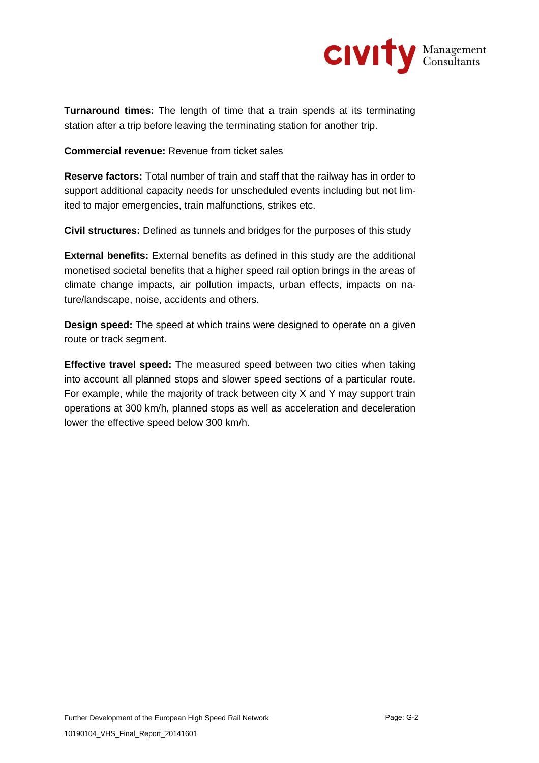**Turnaround times:** The length of time that a train spends at its terminating station after a trip before leaving the terminating station for another trip.

**Commercial revenue:** Revenue from ticket sales

**Reserve factors:** Total number of train and staff that the railway has in order to support additional capacity needs for unscheduled events including but not limited to major emergencies, train malfunctions, strikes etc.

**Civil structures:** Defined as tunnels and bridges for the purposes of this study

**External benefits:** External benefits as defined in this study are the additional monetised societal benefits that a higher speed rail option brings in the areas of climate change impacts, air pollution impacts, urban effects, impacts on nature/landscape, noise, accidents and others.

**Design speed:** The speed at which trains were designed to operate on a given route or track segment.

**Effective travel speed:** The measured speed between two cities when taking into account all planned stops and slower speed sections of a particular route. For example, while the majority of track between city X and Y may support train operations at 300 km/h, planned stops as well as acceleration and deceleration lower the effective speed below 300 km/h.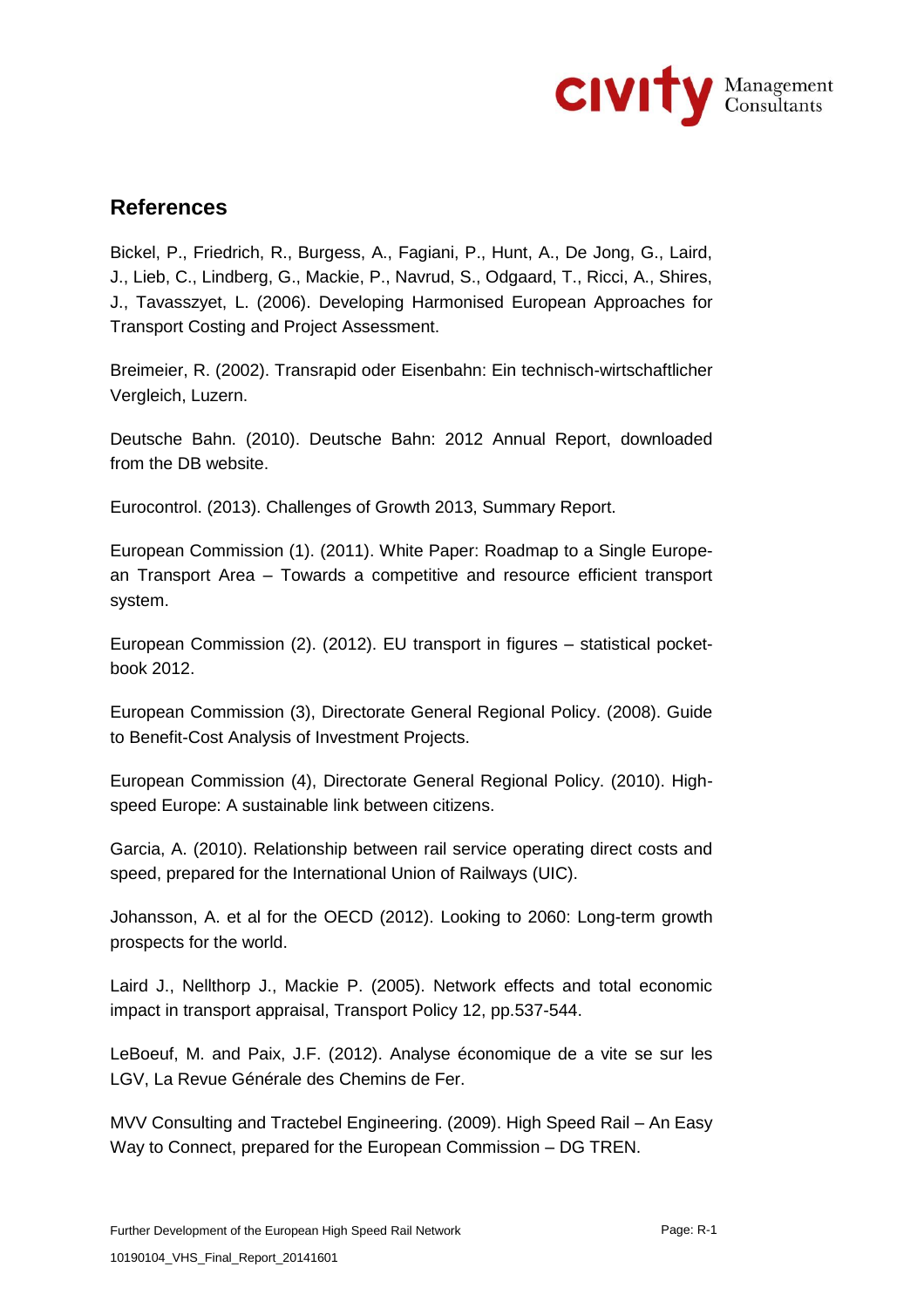## References

Bickel, P., Friedrich, R., Burgess, A., Fagiani, P., Hunt, A., De Jong, G., Laird, J., Lieb, C., Lindberg, G., Mackie, P., Navrud, S., Odgaard, T., Ricci, A., Shires, J., Tavasszyet, L. (2006). Developing Harmonised European Approaches for Transport Costing and Project Assessment.

Breimeier, R. (2002). Transrapid oder Eisenbahn: Ein technisch-wirtschaftlicher Vergleich, Luzern.

Deutsche Bahn. (2010). Deutsche Bahn: 2012 Annual Report, downloaded from the DB website.

Eurocontrol. (2013). Challenges of Growth 2013, Summary Report.

European Commission (1). (2011). White Paper: Roadmap to a Single European Transport Area – Towards a competitive and resource efficient transport system.

European Commission (2). (2012). EU transport in figures – statistical pocketbook 2012.

European Commission (3), Directorate General Regional Policy. (2008). Guide to Benefit-Cost Analysis of Investment Projects.

European Commission (4), Directorate General Regional Policy. (2010). High-speed Europe: A sustainable link between citizens.

Garcia, A. (2010). Relationship between rail service operating direct costs and speed, prepared for the International Union of Railways (UIC).

Johansson, A. et al for the OECD (2012). Looking to 2060: Long-term growth prospects for the world.

Laird J., Nellthorp J., Mackie P. (2005). Network effects and total economic impact in transport appraisal, Transport Policy 12, pp.537-544.

LeBoeuf, M. and Paix, J.F. (2012). Analyse économique de a vite se sur les LGV, La Revue Générale des Chemins de Fer.

MVV Consulting and Tractebel Engineering. (2009). High Speed Rail – An Easy Way to Connect, prepared for the European Commission – DG TREN.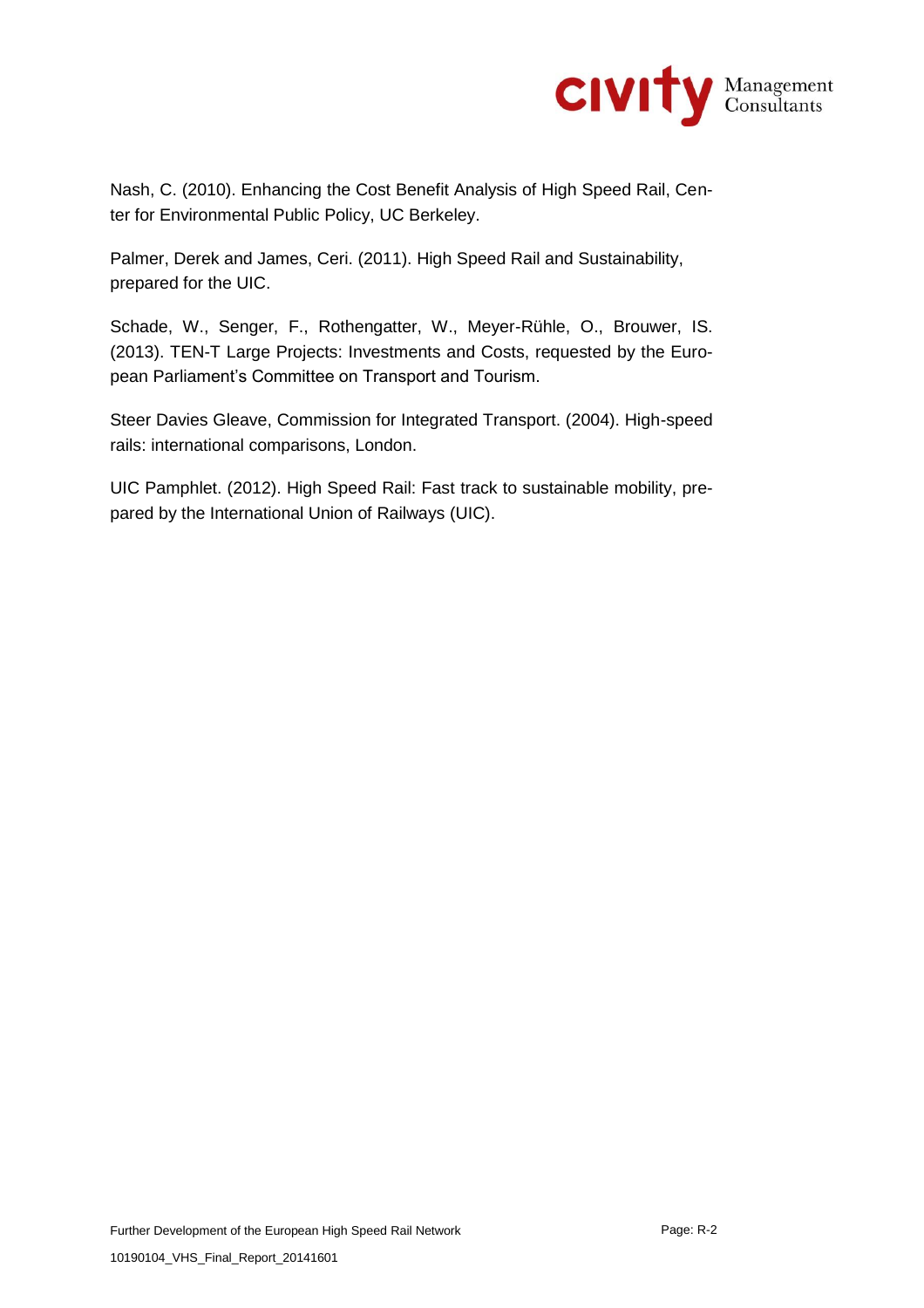Nash, C. (2010). Enhancing the Cost Benefit Analysis of High Speed Rail, Center for Environmental Public Policy, UC Berkeley.

Palmer, Derek and James, Ceri. (2011). High Speed Rail and Sustainability, prepared for the UIC.

Schade, W., Senger, F., Rothengatter, W., Meyer-Rühle, O., Brouwer, IS. (2013). TEN-T Large Projects: Investments and Costs, requested by the European Parliament's Committee on Transport and Tourism.

Steer Davies Gleave, Commission for Integrated Transport. (2004). High-speed rails: international comparisons, London.

UIC Pamphlet. (2012). High Speed Rail: Fast track to sustainable mobility, prepared by the International Union of Railways (UIC).